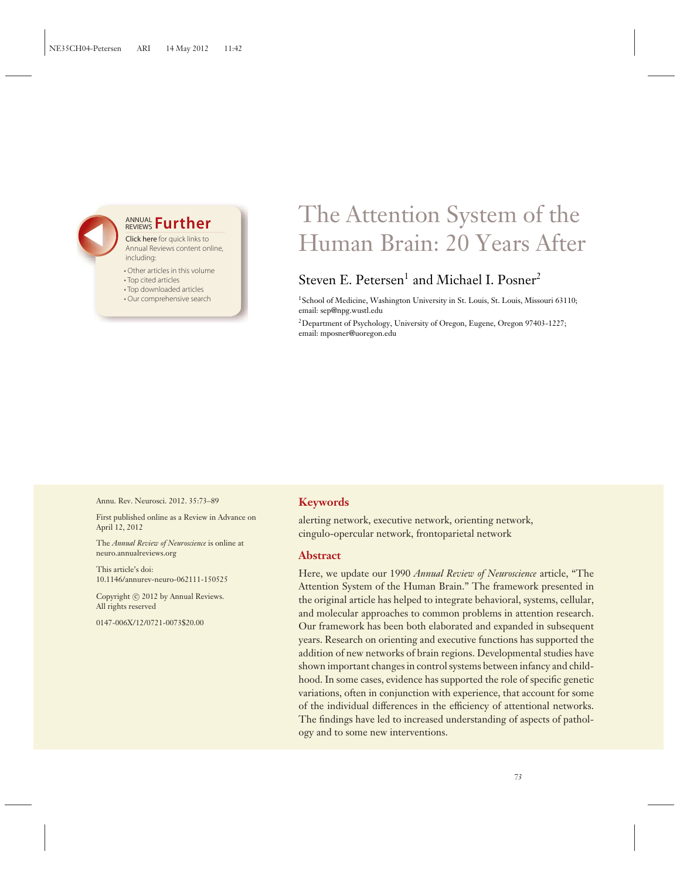# The Attention System of the Human Brain: 20 Years After

Steven E. Petersen[1] and Michael I. Posner[2]

[1]School of Medicine, Washington University in St. Louis, St. Louis, Missouri 63110; email: sep@npg.wustl.edu

[2]Department of Psychology, University of Oregon, Eugene, Oregon 97403-1227; email: mposner@uoregon.edu

Annu. Rev. Neurosci. 2012. 35:73–89

First published online as a Review in Advance on April 12, 2012

The *Annual Review of Neuroscience* is online at neuro.annualreviews.org

This article's doi: 10.1146/annurev-neuro-062111-150525

Copyright © 2012 by Annual Reviews. All rights reserved

0147-006X/12/0721-0073$20.00

## Keywords

alerting network, executive network, orienting network, cingulo-opercular network, frontoparietal network

## Abstract

Here, we update our 1990 *Annual Review of Neuroscience* article, "The Attention System of the Human Brain." The framework presented in the original article has helped to integrate behavioral, systems, cellular, and molecular approaches to common problems in attention research. Our framework has been both elaborated and expanded in subsequent years. Research on orienting and executive functions has supported the addition of new networks of brain regions. Developmental studies have shown important changes in control systems between infancy and childhood. In some cases, evidence has supported the role of specific genetic variations, often in conjunction with experience, that account for some of the individual differences in the efficiency of attentional networks. The findings have led to increased understanding of aspects of pathology and to some new interventions.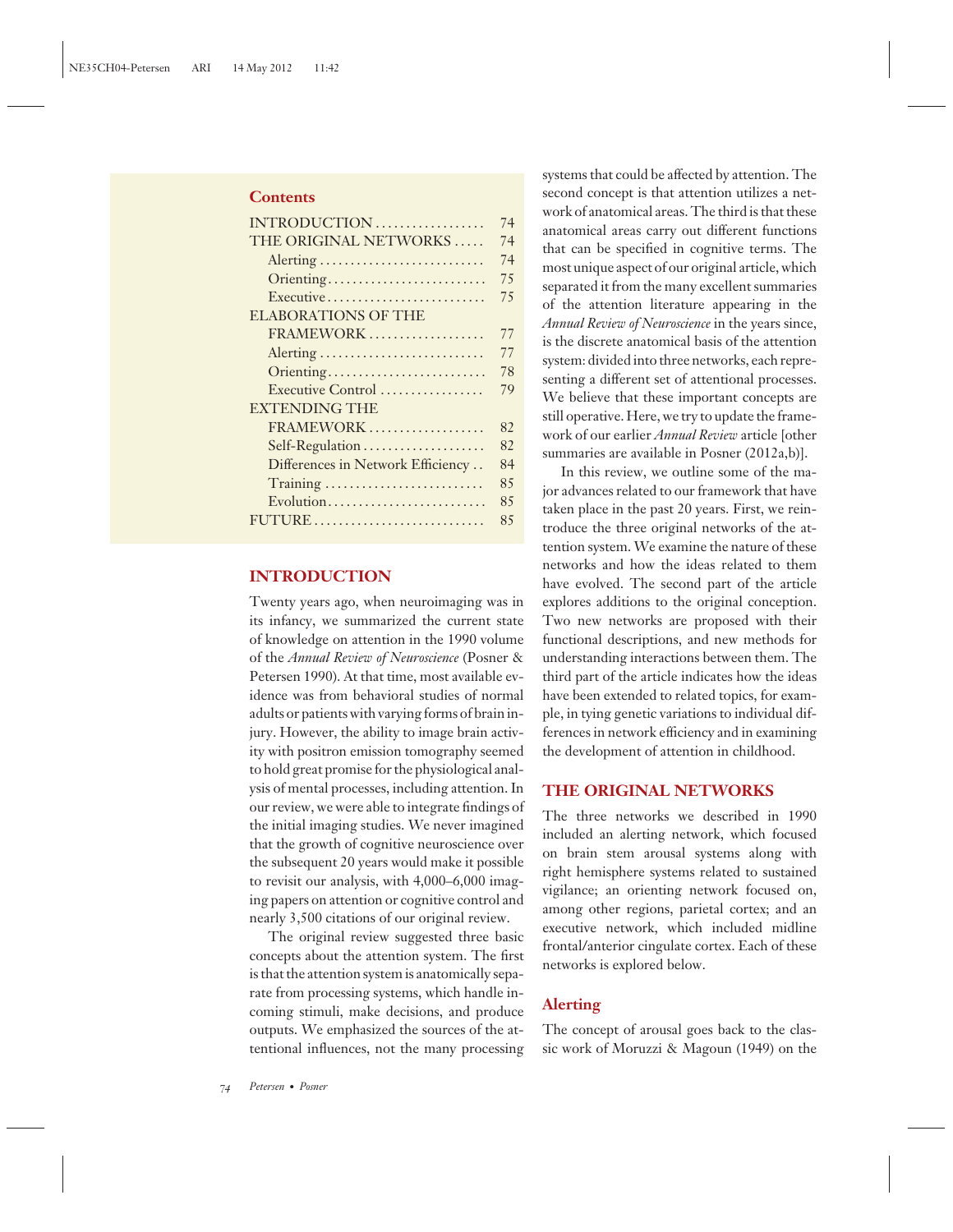## Contents

| | |
|---|---|
| INTRODUCTION | 74 |
| THE ORIGINAL NETWORKS | 74 |
| Alerting | 74 |
| Orienting | 75 |
| Executive | 75 |
| ELABORATIONS OF THE FRAMEWORK | 77 |
| Alerting | 77 |
| Orienting | 78 |
| Executive Control | 79 |
| EXTENDING THE FRAMEWORK | 82 |
| Self-Regulation | 82 |
| Differences in Network Efficiency | 84 |
| Training | 85 |
| Evolution | 85 |
| FUTURE | 85 |

## INTRODUCTION

Twenty years ago, when neuroimaging was in its infancy, we summarized the current state of knowledge on attention in the 1990 volume of the *Annual Review of Neuroscience* (Posner & Petersen 1990). At that time, most available evidence was from behavioral studies of normal adults or patients with varying forms of brain injury. However, the ability to image brain activity with positron emission tomography seemed to hold great promise for the physiological analysis of mental processes, including attention. In our review, we were able to integrate findings of the initial imaging studies. We never imagined that the growth of cognitive neuroscience over the subsequent 20 years would make it possible to revisit our analysis, with 4,000–6,000 imaging papers on attention or cognitive control and nearly 3,500 citations of our original review.

The original review suggested three basic concepts about the attention system. The first is that the attention system is anatomically separate from processing systems, which handle incoming stimuli, make decisions, and produce outputs. We emphasized the sources of the attentional influences, not the many processing systems that could be affected by attention. The second concept is that attention utilizes a network of anatomical areas. The third is that these anatomical areas carry out different functions that can be specified in cognitive terms. The most unique aspect of our original article, which separated it from the many excellent summaries of the attention literature appearing in the *Annual Review of Neuroscience* in the years since, is the discrete anatomical basis of the attention system: divided into three networks, each representing a different set of attentional processes. We believe that these important concepts are still operative. Here, we try to update the framework of our earlier *Annual Review* article [other summaries are available in Posner (2012a,b)].

In this review, we outline some of the major advances related to our framework that have taken place in the past 20 years. First, we reintroduce the three original networks of the attention system. We examine the nature of these networks and how the ideas related to them have evolved. The second part of the article explores additions to the original conception. Two new networks are proposed with their functional descriptions, and new methods for understanding interactions between them. The third part of the article indicates how the ideas have been extended to related topics, for example, in tying genetic variations to individual differences in network efficiency and in examining the development of attention in childhood.

## THE ORIGINAL NETWORKS

The three networks we described in 1990 included an alerting network, which focused on brain stem arousal systems along with right hemisphere systems related to sustained vigilance; an orienting network focused on, among other regions, parietal cortex; and an executive network, which included midline frontal/anterior cingulate cortex. Each of these networks is explored below.

### Alerting

The concept of arousal goes back to the classic work of Moruzzi & Magoun (1949) on the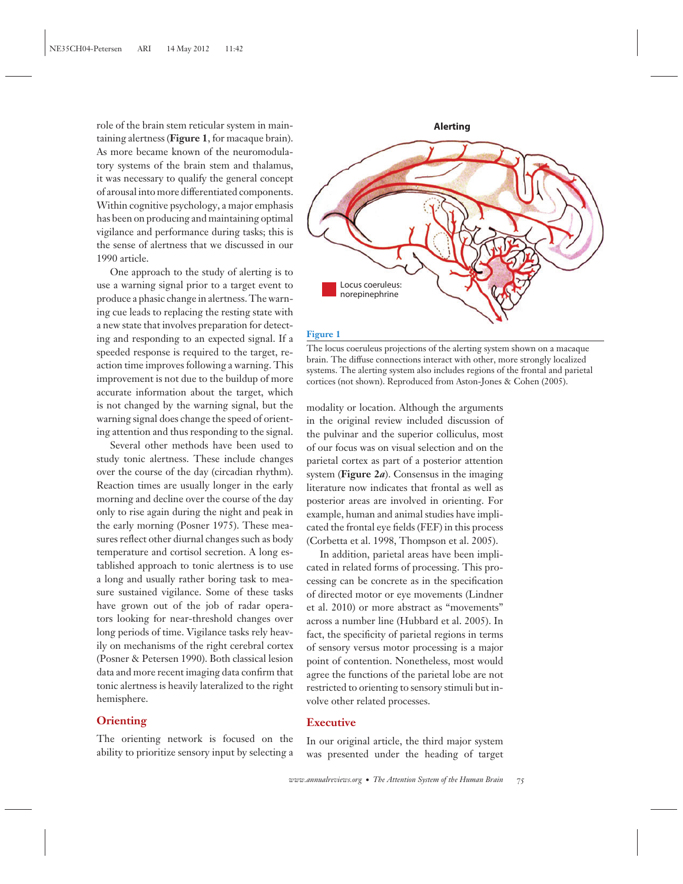role of the brain stem reticular system in maintaining alertness (**Figure 1**, for macaque brain). As more became known of the neuromodulatory systems of the brain stem and thalamus, it was necessary to qualify the general concept of arousal into more differentiated components. Within cognitive psychology, a major emphasis has been on producing and maintaining optimal vigilance and performance during tasks; this is the sense of alertness that we discussed in our 1990 article.

One approach to the study of alerting is to use a warning signal prior to a target event to produce a phasic change in alertness. The warning cue leads to replacing the resting state with a new state that involves preparation for detecting and responding to an expected signal. If a speeded response is required to the target, reaction time improves following a warning. This improvement is not due to the buildup of more accurate information about the target, which is not changed by the warning signal, but the warning signal does change the speed of orienting attention and thus responding to the signal.

Several other methods have been used to study tonic alertness. These include changes over the course of the day (circadian rhythm). Reaction times are usually longer in the early morning and decline over the course of the day only to rise again during the night and peak in the early morning (Posner 1975). These measures reflect other diurnal changes such as body temperature and cortisol secretion. A long established approach to tonic alertness is to use a long and usually rather boring task to measure sustained vigilance. Some of these tasks have grown out of the job of radar operators looking for near-threshold changes over long periods of time. Vigilance tasks rely heavily on mechanisms of the right cerebral cortex (Posner & Petersen 1990). Both classical lesion data and more recent imaging data confirm that tonic alertness is heavily lateralized to the right hemisphere.

**Figure 1**

The locus coeruleus projections of the alerting system shown on a macaque brain. The diffuse connections interact with other, more strongly localized systems. The alerting system also includes regions of the frontal and parietal cortices (not shown). Reproduced from Aston-Jones & Cohen (2005).

## Orienting

The orienting network is focused on the ability to prioritize sensory input by selecting a modality or location. Although the arguments in the original review included discussion of the pulvinar and the superior colliculus, most of our focus was on visual selection and on the parietal cortex as part of a posterior attention system (**Figure 2*a***). Consensus in the imaging literature now indicates that frontal as well as posterior areas are involved in orienting. For example, human and animal studies have implicated the frontal eye fields (FEF) in this process (Corbetta et al. 1998, Thompson et al. 2005).

In addition, parietal areas have been implicated in related forms of processing. This processing can be concrete as in the specification of directed motor or eye movements (Lindner et al. 2010) or more abstract as "movements" across a number line (Hubbard et al. 2005). In fact, the specificity of parietal regions in terms of sensory versus motor processing is a major point of contention. Nonetheless, most would agree the functions of the parietal lobe are not restricted to orienting to sensory stimuli but involve other related processes.

## Executive

In our original article, the third major system was presented under the heading of target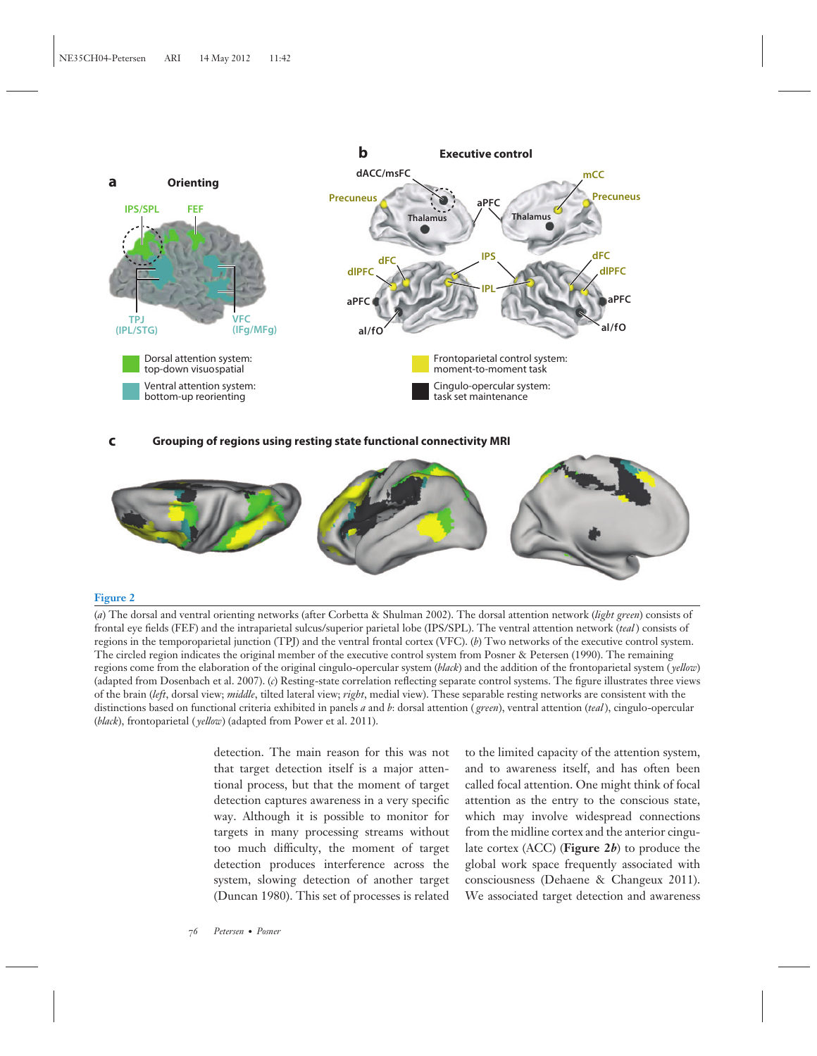**Figure 2**

(*a*) The dorsal and ventral orienting networks (after Corbetta & Shulman 2002). The dorsal attention network (*light green*) consists of frontal eye fields (FEF) and the intraparietal sulcus/superior parietal lobe (IPS/SPL). The ventral attention network (*teal*) consists of regions in the temporoparietal junction (TPJ) and the ventral frontal cortex (VFC). (*b*) Two networks of the executive control system. The circled region indicates the original member of the executive control system from Posner & Petersen (1990). The remaining regions come from the elaboration of the original cingulo-opercular system (*black*) and the addition of the frontoparietal system (*yellow*) (adapted from Dosenbach et al. 2007). (*c*) Resting-state correlation reflecting separate control systems. The figure illustrates three views of the brain (*left*, dorsal view; *middle*, tilted lateral view; *right*, medial view). These separable resting networks are consistent with the distinctions based on functional criteria exhibited in panels *a* and *b*: dorsal attention (*green*), ventral attention (*teal*), cingulo-opercular (*black*), frontoparietal (*yellow*) (adapted from Power et al. 2011).

detection. The main reason for this was not that target detection itself is a major attentional process, but that the moment of target detection captures awareness in a very specific way. Although it is possible to monitor for targets in many processing streams without too much difficulty, the moment of target detection produces interference across the system, slowing detection of another target (Duncan 1980). This set of processes is related to the limited capacity of the attention system, and to awareness itself, and has often been called focal attention. One might think of focal attention as the entry to the conscious state, which may involve widespread connections from the midline cortex and the anterior cingulate cortex (ACC) (**Figure 2*b***) to produce the global work space frequently associated with consciousness (Dehaene & Changeux 2011). We associated target detection and awareness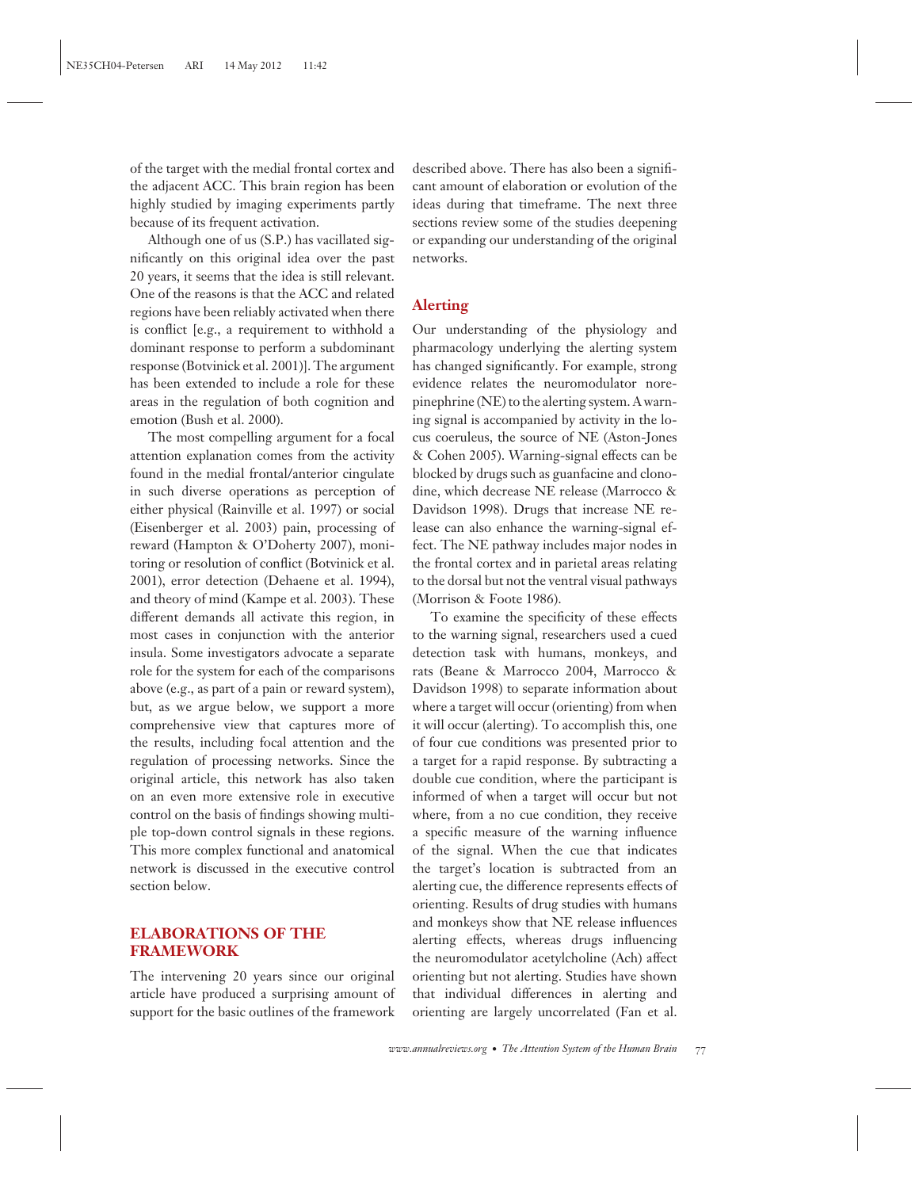of the target with the medial frontal cortex and the adjacent ACC. This brain region has been highly studied by imaging experiments partly because of its frequent activation.

Although one of us (S.P.) has vacillated significantly on this original idea over the past 20 years, it seems that the idea is still relevant. One of the reasons is that the ACC and related regions have been reliably activated when there is conflict [e.g., a requirement to withhold a dominant response to perform a subdominant response (Botvinick et al. 2001)]. The argument has been extended to include a role for these areas in the regulation of both cognition and emotion (Bush et al. 2000).

The most compelling argument for a focal attention explanation comes from the activity found in the medial frontal/anterior cingulate in such diverse operations as perception of either physical (Rainville et al. 1997) or social (Eisenberger et al. 2003) pain, processing of reward (Hampton & O'Doherty 2007), monitoring or resolution of conflict (Botvinick et al. 2001), error detection (Dehaene et al. 1994), and theory of mind (Kampe et al. 2003). These different demands all activate this region, in most cases in conjunction with the anterior insula. Some investigators advocate a separate role for the system for each of the comparisons above (e.g., as part of a pain or reward system), but, as we argue below, we support a more comprehensive view that captures more of the results, including focal attention and the regulation of processing networks. Since the original article, this network has also taken on an even more extensive role in executive control on the basis of findings showing multiple top-down control signals in these regions. This more complex functional and anatomical network is discussed in the executive control section below.

## ELABORATIONS OF THE FRAMEWORK

The intervening 20 years since our original article have produced a surprising amount of support for the basic outlines of the framework described above. There has also been a significant amount of elaboration or evolution of the ideas during that timeframe. The next three sections review some of the studies deepening or expanding our understanding of the original networks.

### Alerting

Our understanding of the physiology and pharmacology underlying the alerting system has changed significantly. For example, strong evidence relates the neuromodulator norepinephrine (NE) to the alerting system. A warning signal is accompanied by activity in the locus coeruleus, the source of NE (Aston-Jones & Cohen 2005). Warning-signal effects can be blocked by drugs such as guanfacine and clonodine, which decrease NE release (Marrocco & Davidson 1998). Drugs that increase NE release can also enhance the warning-signal effect. The NE pathway includes major nodes in the frontal cortex and in parietal areas relating to the dorsal but not the ventral visual pathways (Morrison & Foote 1986).

To examine the specificity of these effects to the warning signal, researchers used a cued detection task with humans, monkeys, and rats (Beane & Marrocco 2004, Marrocco & Davidson 1998) to separate information about where a target will occur (orienting) from when it will occur (alerting). To accomplish this, one of four cue conditions was presented prior to a target for a rapid response. By subtracting a double cue condition, where the participant is informed of when a target will occur but not where, from a no cue condition, they receive a specific measure of the warning influence of the signal. When the cue that indicates the target's location is subtracted from an alerting cue, the difference represents effects of orienting. Results of drug studies with humans and monkeys show that NE release influences alerting effects, whereas drugs influencing the neuromodulator acetylcholine (Ach) affect orienting but not alerting. Studies have shown that individual differences in alerting and orienting are largely uncorrelated (Fan et al.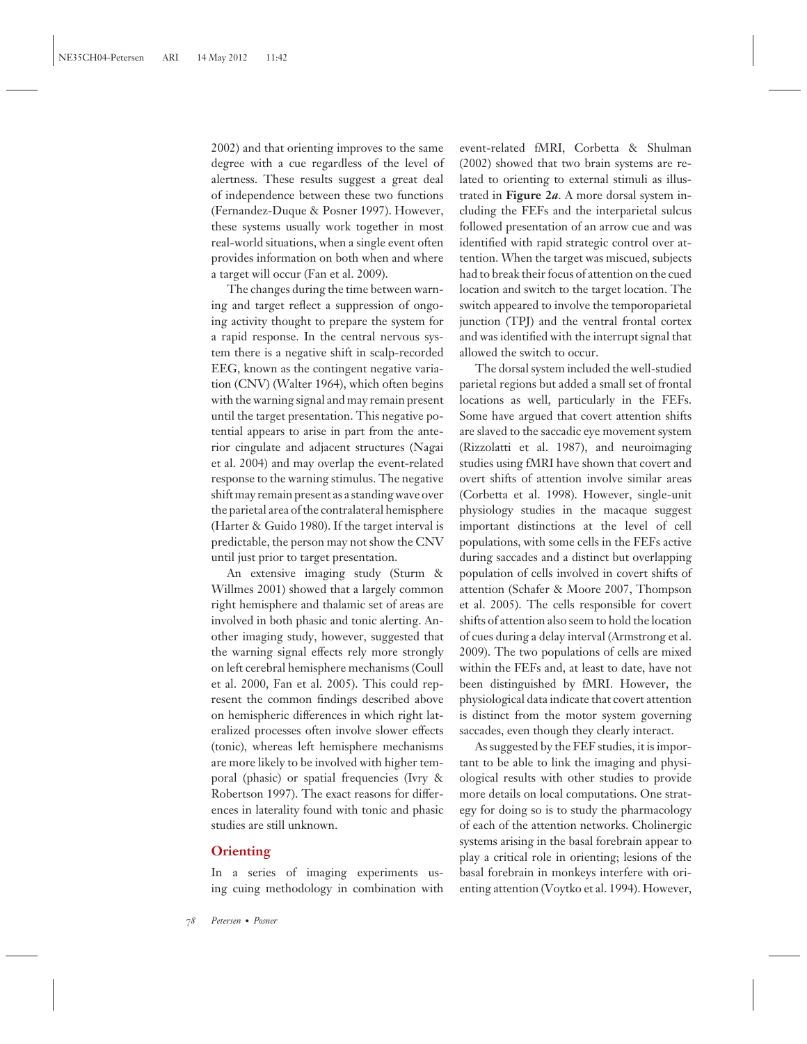2002) and that orienting improves to the same degree with a cue regardless of the level of alertness. These results suggest a great deal of independence between these two functions (Fernandez-Duque & Posner 1997). However, these systems usually work together in most real-world situations, when a single event often provides information on both when and where a target will occur (Fan et al. 2009).

The changes during the time between warning and target reflect a suppression of ongoing activity thought to prepare the system for a rapid response. In the central nervous system there is a negative shift in scalp-recorded EEG, known as the contingent negative variation (CNV) (Walter 1964), which often begins with the warning signal and may remain present until the target presentation. This negative potential appears to arise in part from the anterior cingulate and adjacent structures (Nagai et al. 2004) and may overlap the event-related response to the warning stimulus. The negative shift may remain present as a standing wave over the parietal area of the contralateral hemisphere (Harter & Guido 1980). If the target interval is predictable, the person may not show the CNV until just prior to target presentation.

An extensive imaging study (Sturm & Willmes 2001) showed that a largely common right hemisphere and thalamic set of areas are involved in both phasic and tonic alerting. Another imaging study, however, suggested that the warning signal effects rely more strongly on left cerebral hemisphere mechanisms (Coull et al. 2000, Fan et al. 2005). This could represent the common findings described above on hemispheric differences in which right lateralized processes often involve slower effects (tonic), whereas left hemisphere mechanisms are more likely to be involved with higher temporal (phasic) or spatial frequencies (Ivry & Robertson 1997). The exact reasons for differences in laterality found with tonic and phasic studies are still unknown.

## Orienting

In a series of imaging experiments using cuing methodology in combination with event-related fMRI, Corbetta & Shulman (2002) showed that two brain systems are related to orienting to external stimuli as illustrated in **Figure 2*a***. A more dorsal system including the FEFs and the interparietal sulcus followed presentation of an arrow cue and was identified with rapid strategic control over attention. When the target was miscued, subjects had to break their focus of attention on the cued location and switch to the target location. The switch appeared to involve the temporoparietal junction (TPJ) and the ventral frontal cortex and was identified with the interrupt signal that allowed the switch to occur.

The dorsal system included the well-studied parietal regions but added a small set of frontal locations as well, particularly in the FEFs. Some have argued that covert attention shifts are slaved to the saccadic eye movement system (Rizzolatti et al. 1987), and neuroimaging studies using fMRI have shown that covert and overt shifts of attention involve similar areas (Corbetta et al. 1998). However, single-unit physiology studies in the macaque suggest important distinctions at the level of cell populations, with some cells in the FEFs active during saccades and a distinct but overlapping population of cells involved in covert shifts of attention (Schafer & Moore 2007, Thompson et al. 2005). The cells responsible for covert shifts of attention also seem to hold the location of cues during a delay interval (Armstrong et al. 2009). The two populations of cells are mixed within the FEFs and, at least to date, have not been distinguished by fMRI. However, the physiological data indicate that covert attention is distinct from the motor system governing saccades, even though they clearly interact.

As suggested by the FEF studies, it is important to be able to link the imaging and physiological results with other studies to provide more details on local computations. One strategy for doing so is to study the pharmacology of each of the attention networks. Cholinergic systems arising in the basal forebrain appear to play a critical role in orienting; lesions of the basal forebrain in monkeys interfere with orienting attention (Voytko et al. 1994). However,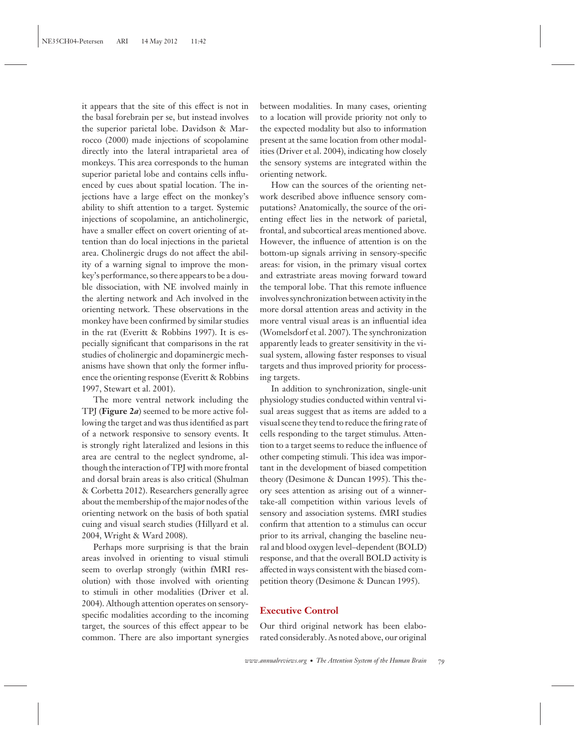it appears that the site of this effect is not in the basal forebrain per se, but instead involves the superior parietal lobe. Davidson & Marrocco (2000) made injections of scopolamine directly into the lateral intraparietal area of monkeys. This area corresponds to the human superior parietal lobe and contains cells influenced by cues about spatial location. The injections have a large effect on the monkey's ability to shift attention to a target. Systemic injections of scopolamine, an anticholinergic, have a smaller effect on covert orienting of attention than do local injections in the parietal area. Cholinergic drugs do not affect the ability of a warning signal to improve the monkey's performance, so there appears to be a double dissociation, with NE involved mainly in the alerting network and Ach involved in the orienting network. These observations in the monkey have been confirmed by similar studies in the rat (Everitt & Robbins 1997). It is especially significant that comparisons in the rat studies of cholinergic and dopaminergic mechanisms have shown that only the former influence the orienting response (Everitt & Robbins 1997, Stewart et al. 2001).

The more ventral network including the TPJ (**Figure 2*a***) seemed to be more active following the target and was thus identified as part of a network responsive to sensory events. It is strongly right lateralized and lesions in this area are central to the neglect syndrome, although the interaction of TPJ with more frontal and dorsal brain areas is also critical (Shulman & Corbetta 2012). Researchers generally agree about the membership of the major nodes of the orienting network on the basis of both spatial cuing and visual search studies (Hillyard et al. 2004, Wright & Ward 2008).

Perhaps more surprising is that the brain areas involved in orienting to visual stimuli seem to overlap strongly (within fMRI resolution) with those involved with orienting to stimuli in other modalities (Driver et al. 2004). Although attention operates on sensory-specific modalities according to the incoming target, the sources of this effect appear to be common. There are also important synergies between modalities. In many cases, orienting to a location will provide priority not only to the expected modality but also to information present at the same location from other modalities (Driver et al. 2004), indicating how closely the sensory systems are integrated within the orienting network.

How can the sources of the orienting network described above influence sensory computations? Anatomically, the source of the orienting effect lies in the network of parietal, frontal, and subcortical areas mentioned above. However, the influence of attention is on the bottom-up signals arriving in sensory-specific areas: for vision, in the primary visual cortex and extrastriate areas moving forward toward the temporal lobe. That this remote influence involves synchronization between activity in the more dorsal attention areas and activity in the more ventral visual areas is an influential idea (Womelsdorf et al. 2007). The synchronization apparently leads to greater sensitivity in the visual system, allowing faster responses to visual targets and thus improved priority for processing targets.

In addition to synchronization, single-unit physiology studies conducted within ventral visual areas suggest that as items are added to a visual scene they tend to reduce the firing rate of cells responding to the target stimulus. Attention to a target seems to reduce the influence of other competing stimuli. This idea was important in the development of biased competition theory (Desimone & Duncan 1995). This theory sees attention as arising out of a winner-take-all competition within various levels of sensory and association systems. fMRI studies confirm that attention to a stimulus can occur prior to its arrival, changing the baseline neural and blood oxygen level–dependent (BOLD) response, and that the overall BOLD activity is affected in ways consistent with the biased competition theory (Desimone & Duncan 1995).

## Executive Control

Our third original network has been elaborated considerably. As noted above, our original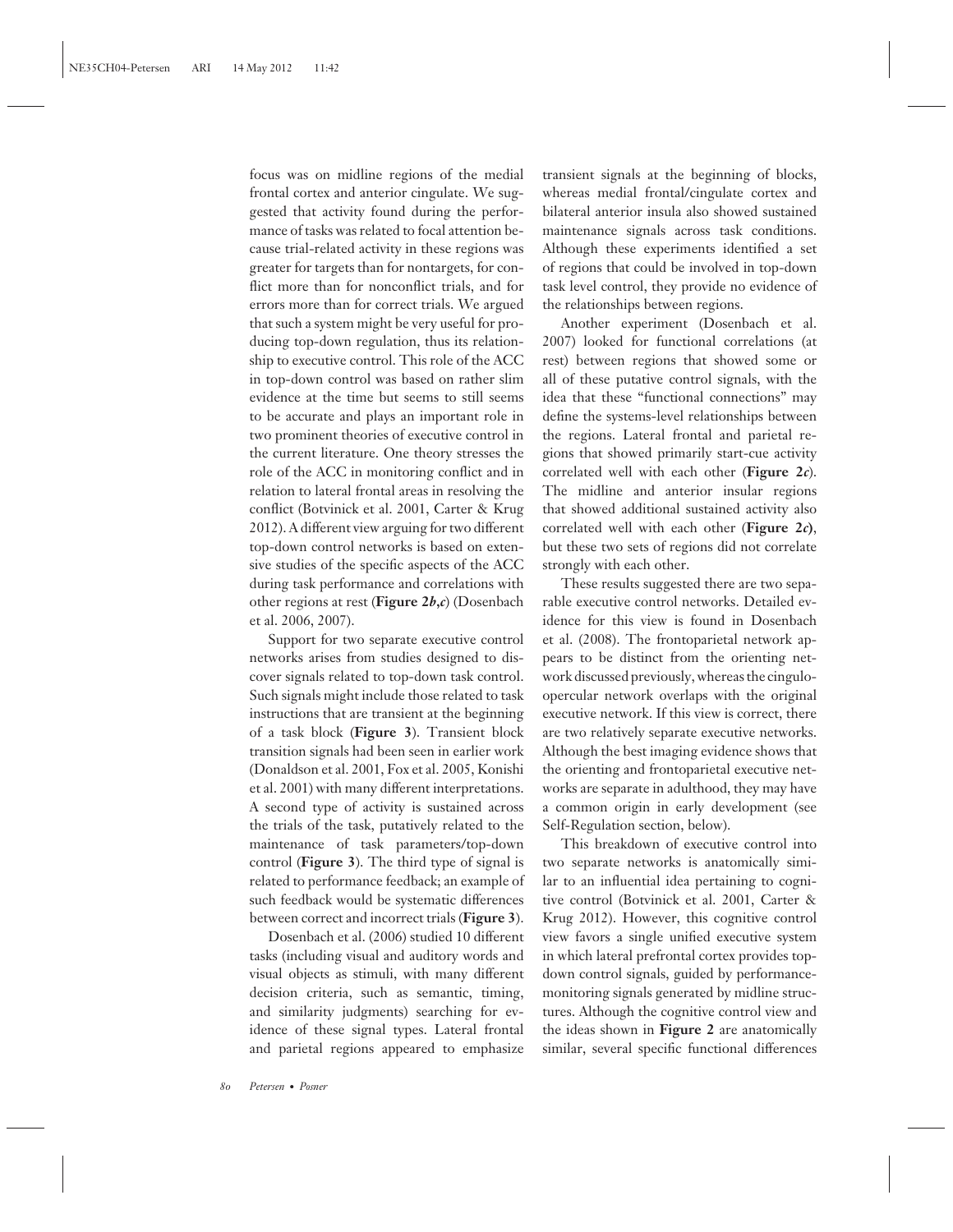focus was on midline regions of the medial frontal cortex and anterior cingulate. We suggested that activity found during the performance of tasks was related to focal attention because trial-related activity in these regions was greater for targets than for nontargets, for conflict more than for nonconflict trials, and for errors more than for correct trials. We argued that such a system might be very useful for producing top-down regulation, thus its relationship to executive control. This role of the ACC in top-down control was based on rather slim evidence at the time but seems to still seems to be accurate and plays an important role in two prominent theories of executive control in the current literature. One theory stresses the role of the ACC in monitoring conflict and in relation to lateral frontal areas in resolving the conflict (Botvinick et al. 2001, Carter & Krug 2012). A different view arguing for two different top-down control networks is based on extensive studies of the specific aspects of the ACC during task performance and correlations with other regions at rest (**Figure 2*b,c***) (Dosenbach et al. 2006, 2007).

Support for two separate executive control networks arises from studies designed to discover signals related to top-down task control. Such signals might include those related to task instructions that are transient at the beginning of a task block (**Figure 3**). Transient block transition signals had been seen in earlier work (Donaldson et al. 2001, Fox et al. 2005, Konishi et al. 2001) with many different interpretations. A second type of activity is sustained across the trials of the task, putatively related to the maintenance of task parameters/top-down control (**Figure 3**). The third type of signal is related to performance feedback; an example of such feedback would be systematic differences between correct and incorrect trials (**Figure 3**).

Dosenbach et al. (2006) studied 10 different tasks (including visual and auditory words and visual objects as stimuli, with many different decision criteria, such as semantic, timing, and similarity judgments) searching for evidence of these signal types. Lateral frontal and parietal regions appeared to emphasize transient signals at the beginning of blocks, whereas medial frontal/cingulate cortex and bilateral anterior insula also showed sustained maintenance signals across task conditions. Although these experiments identified a set of regions that could be involved in top-down task level control, they provide no evidence of the relationships between regions.

Another experiment (Dosenbach et al. 2007) looked for functional correlations (at rest) between regions that showed some or all of these putative control signals, with the idea that these "functional connections" may define the systems-level relationships between the regions. Lateral frontal and parietal regions that showed primarily start-cue activity correlated well with each other (**Figure 2*c***). The midline and anterior insular regions that showed additional sustained activity also correlated well with each other (**Figure 2*c***), but these two sets of regions did not correlate strongly with each other.

These results suggested there are two separable executive control networks. Detailed evidence for this view is found in Dosenbach et al. (2008). The frontoparietal network appears to be distinct from the orienting network discussed previously, whereas the cingulo-opercular network overlaps with the original executive network. If this view is correct, there are two relatively separate executive networks. Although the best imaging evidence shows that the orienting and frontoparietal executive networks are separate in adulthood, they may have a common origin in early development (see Self-Regulation section, below).

This breakdown of executive control into two separate networks is anatomically similar to an influential idea pertaining to cognitive control (Botvinick et al. 2001, Carter & Krug 2012). However, this cognitive control view favors a single unified executive system in which lateral prefrontal cortex provides top-down control signals, guided by performance-monitoring signals generated by midline structures. Although the cognitive control view and the ideas shown in **Figure 2** are anatomically similar, several specific functional differences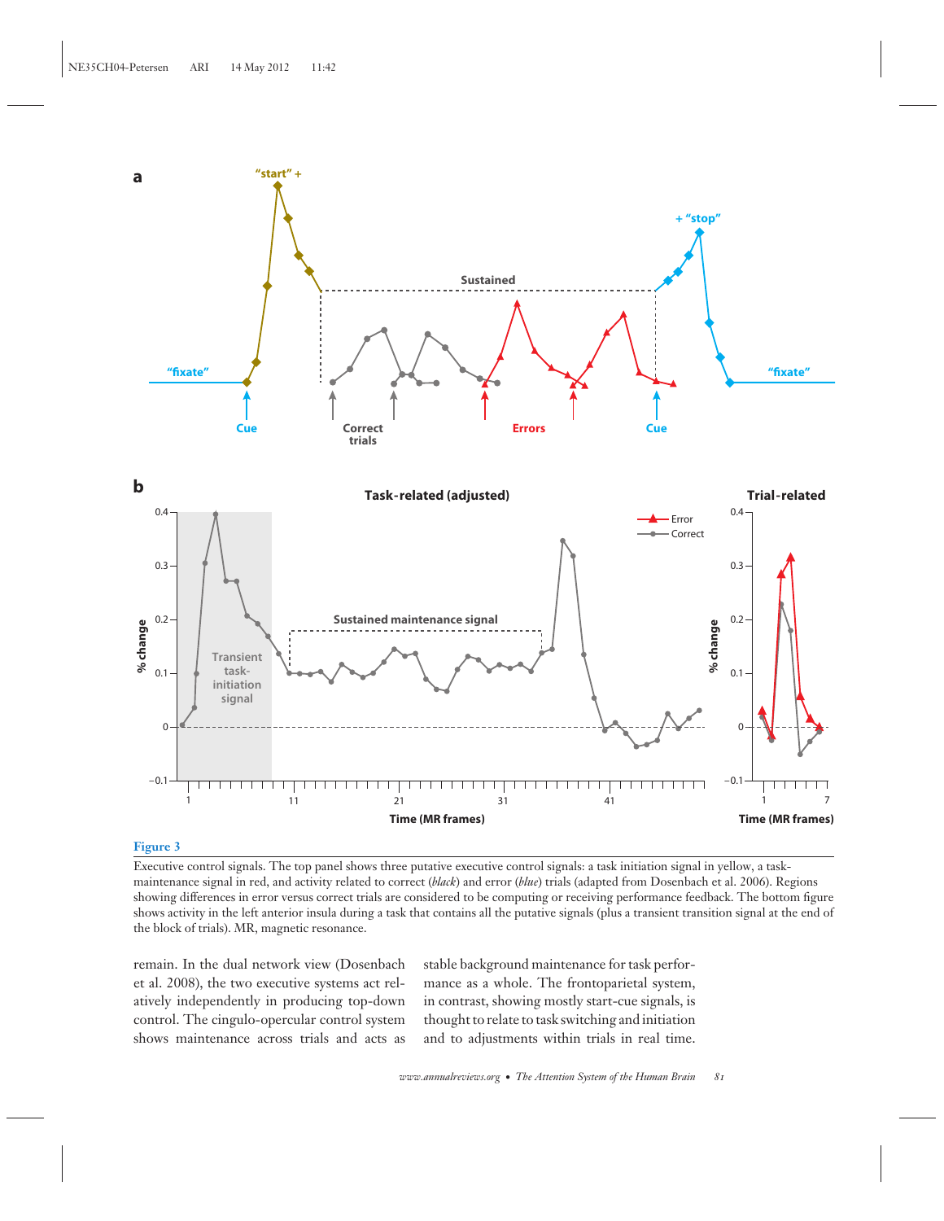**Figure 3**

Executive control signals. The top panel shows three putative executive control signals: a task initiation signal in yellow, a task-maintenance signal in red, and activity related to correct (*black*) and error (*blue*) trials (adapted from Dosenbach et al. 2006). Regions showing differences in error versus correct trials are considered to be computing or receiving performance feedback. The bottom figure shows activity in the left anterior insula during a task that contains all the putative signals (plus a transient transition signal at the end of the block of trials). MR, magnetic resonance.

remain. In the dual network view (Dosenbach et al. 2008), the two executive systems act relatively independently in producing top-down control. The cingulo-opercular control system shows maintenance across trials and acts as stable background maintenance for task performance as a whole. The frontoparietal system, in contrast, showing mostly start-cue signals, is thought to relate to task switching and initiation and to adjustments within trials in real time.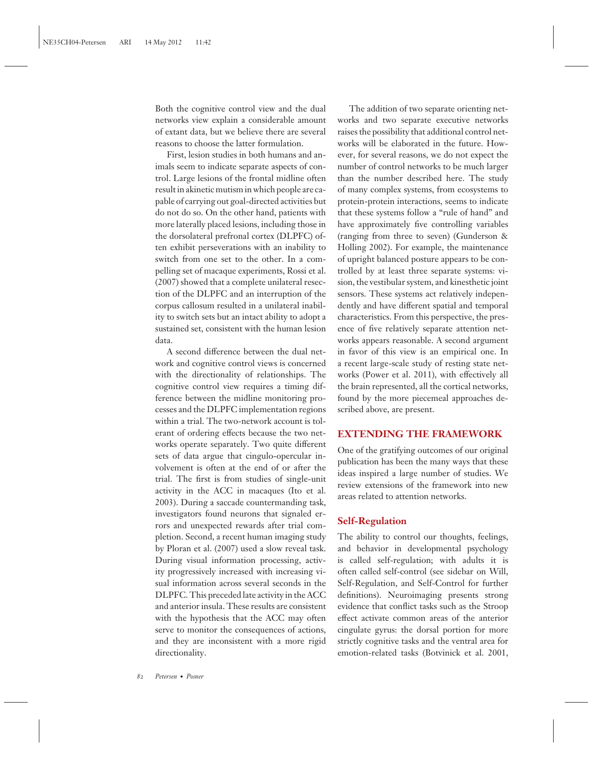Both the cognitive control view and the dual networks view explain a considerable amount of extant data, but we believe there are several reasons to choose the latter formulation.

First, lesion studies in both humans and animals seem to indicate separate aspects of control. Large lesions of the frontal midline often result in akinetic mutism in which people are capable of carrying out goal-directed activities but do not do so. On the other hand, patients with more laterally placed lesions, including those in the dorsolateral prefronal cortex (DLPFC) often exhibit perseverations with an inability to switch from one set to the other. In a compelling set of macaque experiments, Rossi et al. (2007) showed that a complete unilateral resection of the DLPFC and an interruption of the corpus callosum resulted in a unilateral inability to switch sets but an intact ability to adopt a sustained set, consistent with the human lesion data.

A second difference between the dual network and cognitive control views is concerned with the directionality of relationships. The cognitive control view requires a timing difference between the midline monitoring processes and the DLPFC implementation regions within a trial. The two-network account is tolerant of ordering effects because the two networks operate separately. Two quite different sets of data argue that cingulo-opercular involvement is often at the end of or after the trial. The first is from studies of single-unit activity in the ACC in macaques (Ito et al. 2003). During a saccade countermanding task, investigators found neurons that signaled errors and unexpected rewards after trial completion. Second, a recent human imaging study by Ploran et al. (2007) used a slow reveal task. During visual information processing, activity progressively increased with increasing visual information across several seconds in the DLPFC. This preceded late activity in the ACC and anterior insula. These results are consistent with the hypothesis that the ACC may often serve to monitor the consequences of actions, and they are inconsistent with a more rigid directionality.

The addition of two separate orienting networks and two separate executive networks raises the possibility that additional control networks will be elaborated in the future. However, for several reasons, we do not expect the number of control networks to be much larger than the number described here. The study of many complex systems, from ecosystems to protein-protein interactions, seems to indicate that these systems follow a "rule of hand" and have approximately five controlling variables (ranging from three to seven) (Gunderson & Holling 2002). For example, the maintenance of upright balanced posture appears to be controlled by at least three separate systems: vision, the vestibular system, and kinesthetic joint sensors. These systems act relatively independently and have different spatial and temporal characteristics. From this perspective, the presence of five relatively separate attention networks appears reasonable. A second argument in favor of this view is an empirical one. In a recent large-scale study of resting state networks (Power et al. 2011), with effectively all the brain represented, all the cortical networks, found by the more piecemeal approaches described above, are present.

## EXTENDING THE FRAMEWORK

One of the gratifying outcomes of our original publication has been the many ways that these ideas inspired a large number of studies. We review extensions of the framework into new areas related to attention networks.

### Self-Regulation

The ability to control our thoughts, feelings, and behavior in developmental psychology is called self-regulation; with adults it is often called self-control (see sidebar on Will, Self-Regulation, and Self-Control for further definitions). Neuroimaging presents strong evidence that conflict tasks such as the Stroop effect activate common areas of the anterior cingulate gyrus: the dorsal portion for more strictly cognitive tasks and the ventral area for emotion-related tasks (Botvinick et al. 2001,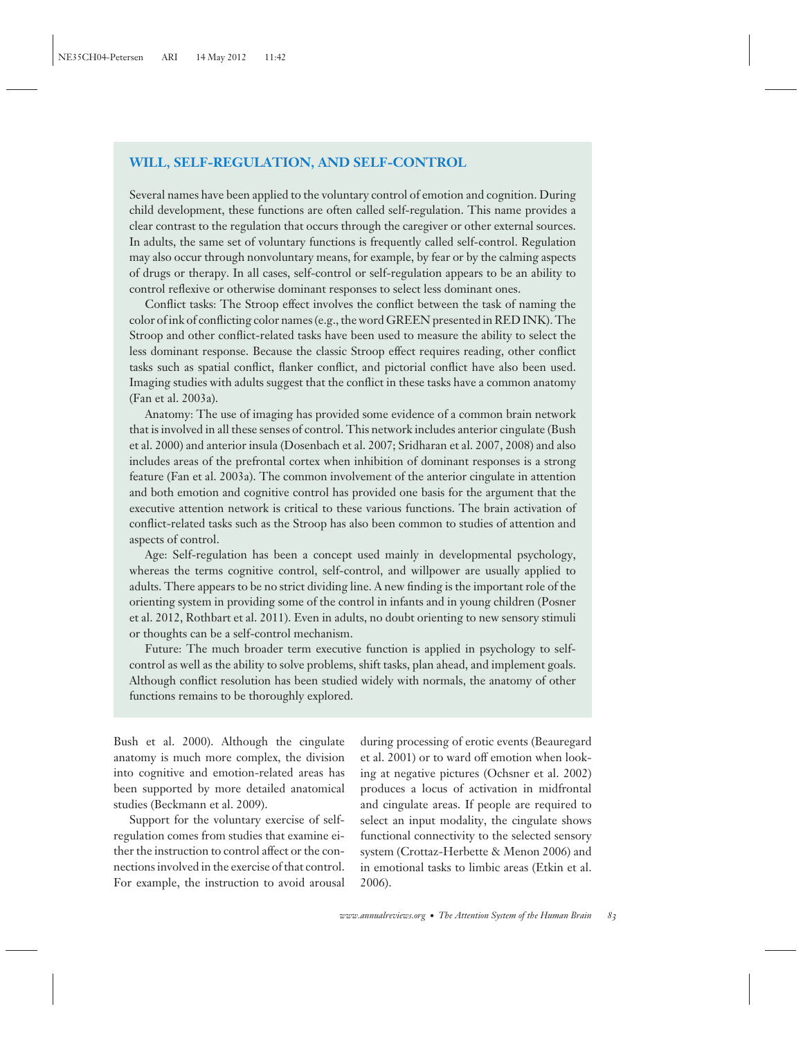## WILL, SELF-REGULATION, AND SELF-CONTROL

Several names have been applied to the voluntary control of emotion and cognition. During child development, these functions are often called self-regulation. This name provides a clear contrast to the regulation that occurs through the caregiver or other external sources. In adults, the same set of voluntary functions is frequently called self-control. Regulation may also occur through nonvoluntary means, for example, by fear or by the calming aspects of drugs or therapy. In all cases, self-control or self-regulation appears to be an ability to control reflexive or otherwise dominant responses to select less dominant ones.

Conflict tasks: The Stroop effect involves the conflict between the task of naming the color of ink of conflicting color names (e.g., the word GREEN presented in RED INK). The Stroop and other conflict-related tasks have been used to measure the ability to select the less dominant response. Because the classic Stroop effect requires reading, other conflict tasks such as spatial conflict, flanker conflict, and pictorial conflict have also been used. Imaging studies with adults suggest that the conflict in these tasks have a common anatomy (Fan et al. 2003a).

Anatomy: The use of imaging has provided some evidence of a common brain network that is involved in all these senses of control. This network includes anterior cingulate (Bush et al. 2000) and anterior insula (Dosenbach et al. 2007; Sridharan et al. 2007, 2008) and also includes areas of the prefrontal cortex when inhibition of dominant responses is a strong feature (Fan et al. 2003a). The common involvement of the anterior cingulate in attention and both emotion and cognitive control has provided one basis for the argument that the executive attention network is critical to these various functions. The brain activation of conflict-related tasks such as the Stroop has also been common to studies of attention and aspects of control.

Age: Self-regulation has been a concept used mainly in developmental psychology, whereas the terms cognitive control, self-control, and willpower are usually applied to adults. There appears to be no strict dividing line. A new finding is the important role of the orienting system in providing some of the control in infants and in young children (Posner et al. 2012, Rothbart et al. 2011). Even in adults, no doubt orienting to new sensory stimuli or thoughts can be a self-control mechanism.

Future: The much broader term executive function is applied in psychology to self-control as well as the ability to solve problems, shift tasks, plan ahead, and implement goals. Although conflict resolution has been studied widely with normals, the anatomy of other functions remains to be thoroughly explored.

Bush et al. 2000). Although the cingulate anatomy is much more complex, the division into cognitive and emotion-related areas has been supported by more detailed anatomical studies (Beckmann et al. 2009).

Support for the voluntary exercise of self-regulation comes from studies that examine either the instruction to control affect or the connections involved in the exercise of that control. For example, the instruction to avoid arousal during processing of erotic events (Beauregard et al. 2001) or to ward off emotion when looking at negative pictures (Ochsner et al. 2002) produces a locus of activation in midfrontal and cingulate areas. If people are required to select an input modality, the cingulate shows functional connectivity to the selected sensory system (Crottaz-Herbette & Menon 2006) and in emotional tasks to limbic areas (Etkin et al. 2006).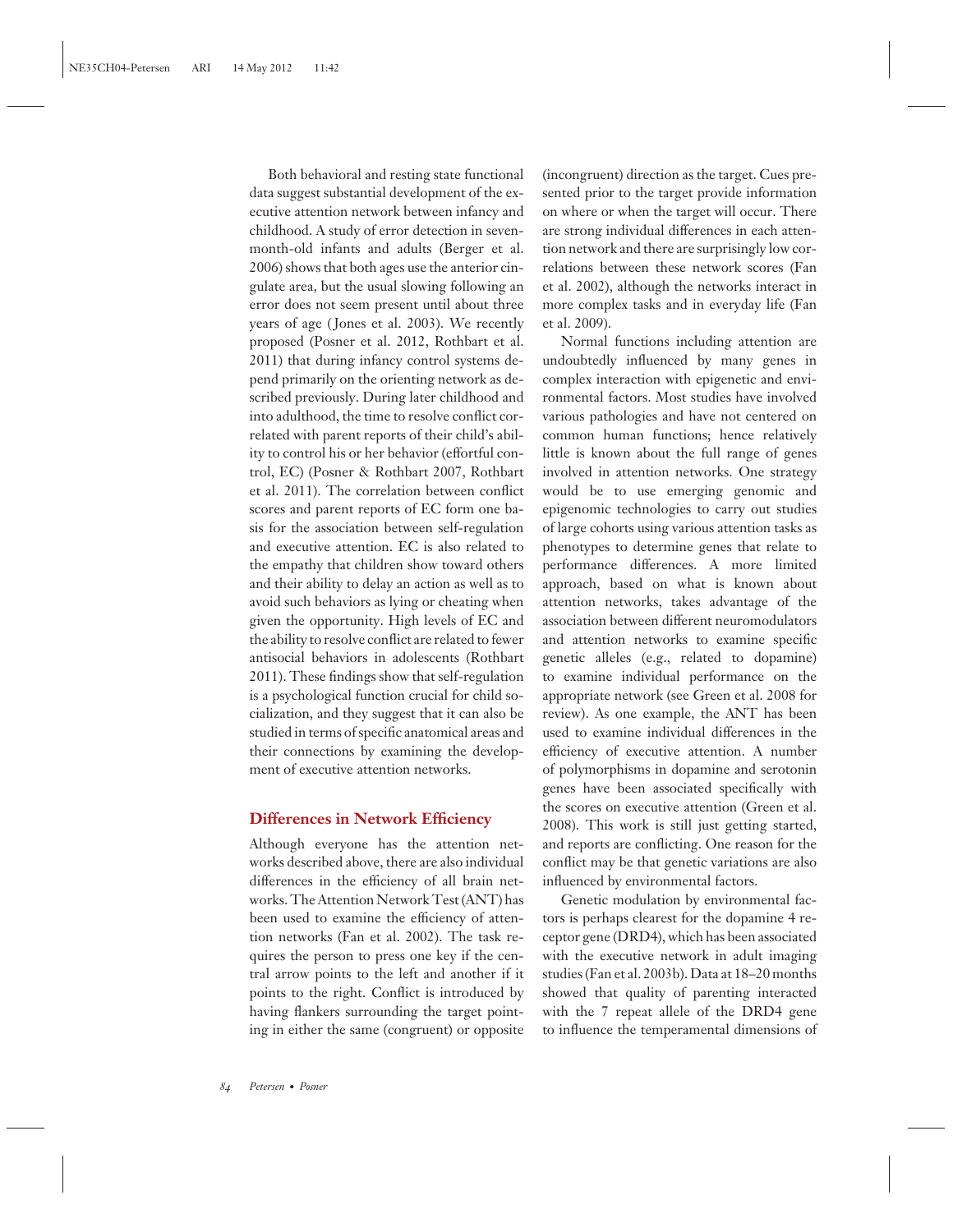Both behavioral and resting state functional data suggest substantial development of the executive attention network between infancy and childhood. A study of error detection in seven-month-old infants and adults (Berger et al. 2006) shows that both ages use the anterior cingulate area, but the usual slowing following an error does not seem present until about three years of age (Jones et al. 2003). We recently proposed (Posner et al. 2012, Rothbart et al. 2011) that during infancy control systems depend primarily on the orienting network as described previously. During later childhood and into adulthood, the time to resolve conflict correlated with parent reports of their child's ability to control his or her behavior (effortful control, EC) (Posner & Rothbart 2007, Rothbart et al. 2011). The correlation between conflict scores and parent reports of EC form one basis for the association between self-regulation and executive attention. EC is also related to the empathy that children show toward others and their ability to delay an action as well as to avoid such behaviors as lying or cheating when given the opportunity. High levels of EC and the ability to resolve conflict are related to fewer antisocial behaviors in adolescents (Rothbart 2011). These findings show that self-regulation is a psychological function crucial for child socialization, and they suggest that it can also be studied in terms of specific anatomical areas and their connections by examining the development of executive attention networks.

## Differences in Network Efficiency

Although everyone has the attention networks described above, there are also individual differences in the efficiency of all brain networks. The Attention Network Test (ANT) has been used to examine the efficiency of attention networks (Fan et al. 2002). The task requires the person to press one key if the central arrow points to the left and another if it points to the right. Conflict is introduced by having flankers surrounding the target pointing in either the same (congruent) or opposite (incongruent) direction as the target. Cues presented prior to the target provide information on where or when the target will occur. There are strong individual differences in each attention network and there are surprisingly low correlations between these network scores (Fan et al. 2002), although the networks interact in more complex tasks and in everyday life (Fan et al. 2009).

Normal functions including attention are undoubtedly influenced by many genes in complex interaction with epigenetic and environmental factors. Most studies have involved various pathologies and have not centered on common human functions; hence relatively little is known about the full range of genes involved in attention networks. One strategy would be to use emerging genomic and epigenomic technologies to carry out studies of large cohorts using various attention tasks as phenotypes to determine genes that relate to performance differences. A more limited approach, based on what is known about attention networks, takes advantage of the association between different neuromodulators and attention networks to examine specific genetic alleles (e.g., related to dopamine) to examine individual performance on the appropriate network (see Green et al. 2008 for review). As one example, the ANT has been used to examine individual differences in the efficiency of executive attention. A number of polymorphisms in dopamine and serotonin genes have been associated specifically with the scores on executive attention (Green et al. 2008). This work is still just getting started, and reports are conflicting. One reason for the conflict may be that genetic variations are also influenced by environmental factors.

Genetic modulation by environmental factors is perhaps clearest for the dopamine 4 receptor gene (DRD4), which has been associated with the executive network in adult imaging studies (Fan et al. 2003b). Data at 18–20 months showed that quality of parenting interacted with the 7 repeat allele of the DRD4 gene to influence the temperamental dimensions of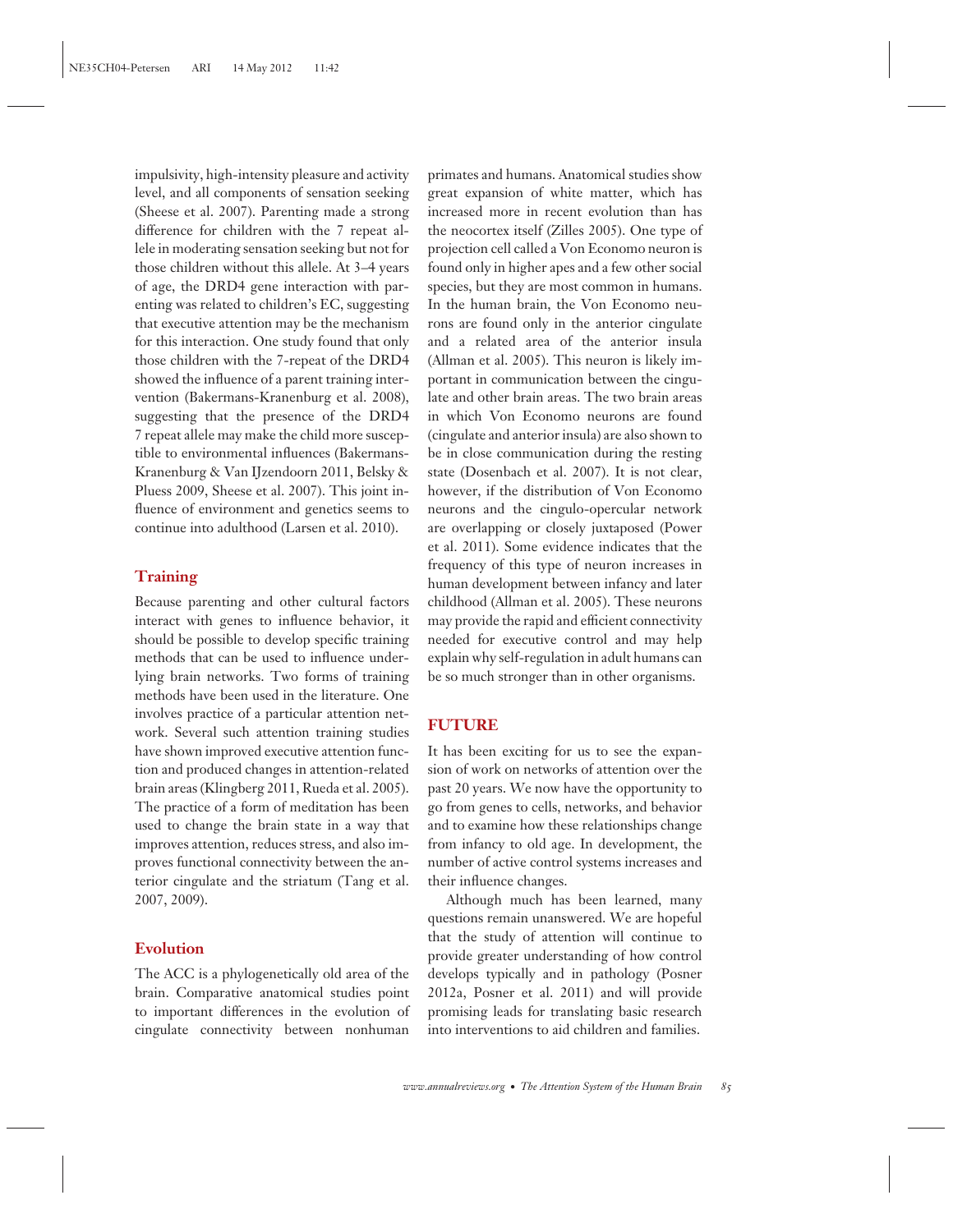impulsivity, high-intensity pleasure and activity level, and all components of sensation seeking (Sheese et al. 2007). Parenting made a strong difference for children with the 7 repeat allele in moderating sensation seeking but not for those children without this allele. At 3–4 years of age, the DRD4 gene interaction with parenting was related to children's EC, suggesting that executive attention may be the mechanism for this interaction. One study found that only those children with the 7-repeat of the DRD4 showed the influence of a parent training intervention (Bakermans-Kranenburg et al. 2008), suggesting that the presence of the DRD4 7 repeat allele may make the child more susceptible to environmental influences (Bakermans-Kranenburg & Van IJzendoorn 2011, Belsky & Pluess 2009, Sheese et al. 2007). This joint influence of environment and genetics seems to continue into adulthood (Larsen et al. 2010).

### Training

Because parenting and other cultural factors interact with genes to influence behavior, it should be possible to develop specific training methods that can be used to influence underlying brain networks. Two forms of training methods have been used in the literature. One involves practice of a particular attention network. Several such attention training studies have shown improved executive attention function and produced changes in attention-related brain areas (Klingberg 2011, Rueda et al. 2005). The practice of a form of meditation has been used to change the brain state in a way that improves attention, reduces stress, and also improves functional connectivity between the anterior cingulate and the striatum (Tang et al. 2007, 2009).

### Evolution

The ACC is a phylogenetically old area of the brain. Comparative anatomical studies point to important differences in the evolution of cingulate connectivity between nonhuman primates and humans. Anatomical studies show great expansion of white matter, which has increased more in recent evolution than has the neocortex itself (Zilles 2005). One type of projection cell called a Von Economo neuron is found only in higher apes and a few other social species, but they are most common in humans. In the human brain, the Von Economo neurons are found only in the anterior cingulate and a related area of the anterior insula (Allman et al. 2005). This neuron is likely important in communication between the cingulate and other brain areas. The two brain areas in which Von Economo neurons are found (cingulate and anterior insula) are also shown to be in close communication during the resting state (Dosenbach et al. 2007). It is not clear, however, if the distribution of Von Economo neurons and the cingulo-opercular network are overlapping or closely juxtaposed (Power et al. 2011). Some evidence indicates that the frequency of this type of neuron increases in human development between infancy and later childhood (Allman et al. 2005). These neurons may provide the rapid and efficient connectivity needed for executive control and may help explain why self-regulation in adult humans can be so much stronger than in other organisms.

## FUTURE

It has been exciting for us to see the expansion of work on networks of attention over the past 20 years. We now have the opportunity to go from genes to cells, networks, and behavior and to examine how these relationships change from infancy to old age. In development, the number of active control systems increases and their influence changes.

Although much has been learned, many questions remain unanswered. We are hopeful that the study of attention will continue to provide greater understanding of how control develops typically and in pathology (Posner 2012a, Posner et al. 2011) and will provide promising leads for translating basic research into interventions to aid children and families.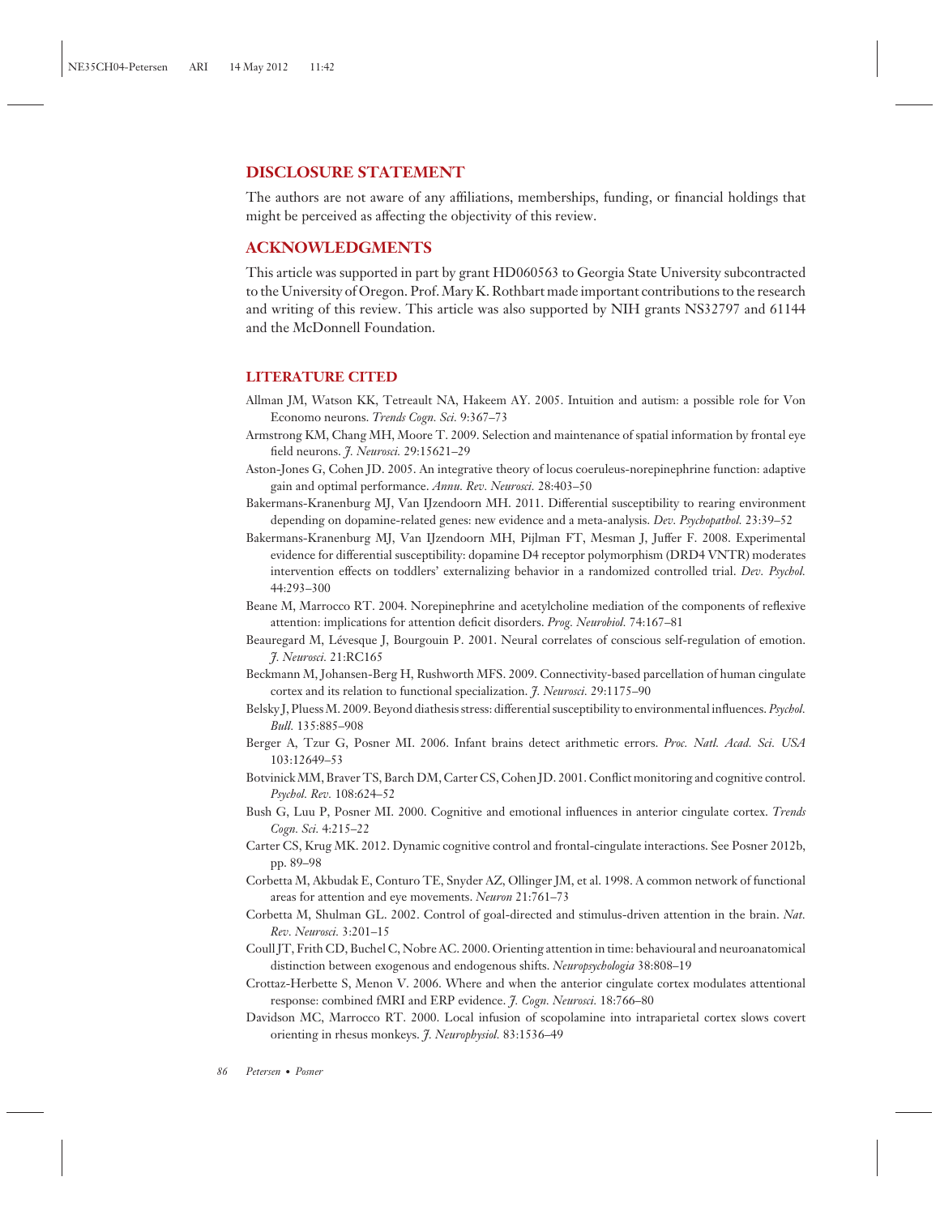## DISCLOSURE STATEMENT

The authors are not aware of any affiliations, memberships, funding, or financial holdings that might be perceived as affecting the objectivity of this review.

## ACKNOWLEDGMENTS

This article was supported in part by grant HD060563 to Georgia State University subcontracted to the University of Oregon. Prof. Mary K. Rothbart made important contributions to the research and writing of this review. This article was also supported by NIH grants NS32797 and 61144 and the McDonnell Foundation.

## LITERATURE CITED

Allman JM, Watson KK, Tetreault NA, Hakeem AY. 2005. Intuition and autism: a possible role for Von Economo neurons. *Trends Cogn. Sci.* 9:367–73

Armstrong KM, Chang MH, Moore T. 2009. Selection and maintenance of spatial information by frontal eye field neurons. *J. Neurosci.* 29:15621–29

Aston-Jones G, Cohen JD. 2005. An integrative theory of locus coeruleus-norepinephrine function: adaptive gain and optimal performance. *Annu. Rev. Neurosci.* 28:403–50

Bakermans-Kranenburg MJ, Van IJzendoorn MH. 2011. Differential susceptibility to rearing environment depending on dopamine-related genes: new evidence and a meta-analysis. *Dev. Psychopathol.* 23:39–52

Bakermans-Kranenburg MJ, Van IJzendoorn MH, Pijlman FT, Mesman J, Juffer F. 2008. Experimental evidence for differential susceptibility: dopamine D4 receptor polymorphism (DRD4 VNTR) moderates intervention effects on toddlers' externalizing behavior in a randomized controlled trial. *Dev. Psychol.* 44:293–300

Beane M, Marrocco RT. 2004. Norepinephrine and acetylcholine mediation of the components of reflexive attention: implications for attention deficit disorders. *Prog. Neurobiol.* 74:167–81

Beauregard M, Lévesque J, Bourgouin P. 2001. Neural correlates of conscious self-regulation of emotion. *J. Neurosci.* 21:RC165

Beckmann M, Johansen-Berg H, Rushworth MFS. 2009. Connectivity-based parcellation of human cingulate cortex and its relation to functional specialization. *J. Neurosci.* 29:1175–90

Belsky J, Pluess M. 2009. Beyond diathesis stress: differential susceptibility to environmental influences. *Psychol. Bull.* 135:885–908

Berger A, Tzur G, Posner MI. 2006. Infant brains detect arithmetic errors. *Proc. Natl. Acad. Sci. USA* 103:12649–53

Botvinick MM, Braver TS, Barch DM, Carter CS, Cohen JD. 2001. Conflict monitoring and cognitive control. *Psychol. Rev.* 108:624–52

Bush G, Luu P, Posner MI. 2000. Cognitive and emotional influences in anterior cingulate cortex. *Trends Cogn. Sci.* 4:215–22

Carter CS, Krug MK. 2012. Dynamic cognitive control and frontal-cingulate interactions. See Posner 2012b, pp. 89–98

Corbetta M, Akbudak E, Conturo TE, Snyder AZ, Ollinger JM, et al. 1998. A common network of functional areas for attention and eye movements. *Neuron* 21:761–73

Corbetta M, Shulman GL. 2002. Control of goal-directed and stimulus-driven attention in the brain. *Nat. Rev. Neurosci.* 3:201–15

Coull JT, Frith CD, Buchel C, Nobre AC. 2000. Orienting attention in time: behavioural and neuroanatomical distinction between exogenous and endogenous shifts. *Neuropsychologia* 38:808–19

Crottaz-Herbette S, Menon V. 2006. Where and when the anterior cingulate cortex modulates attentional response: combined fMRI and ERP evidence. *J. Cogn. Neurosci.* 18:766–80

Davidson MC, Marrocco RT. 2000. Local infusion of scopolamine into intraparietal cortex slows covert orienting in rhesus monkeys. *J. Neurophysiol.* 83:1536–49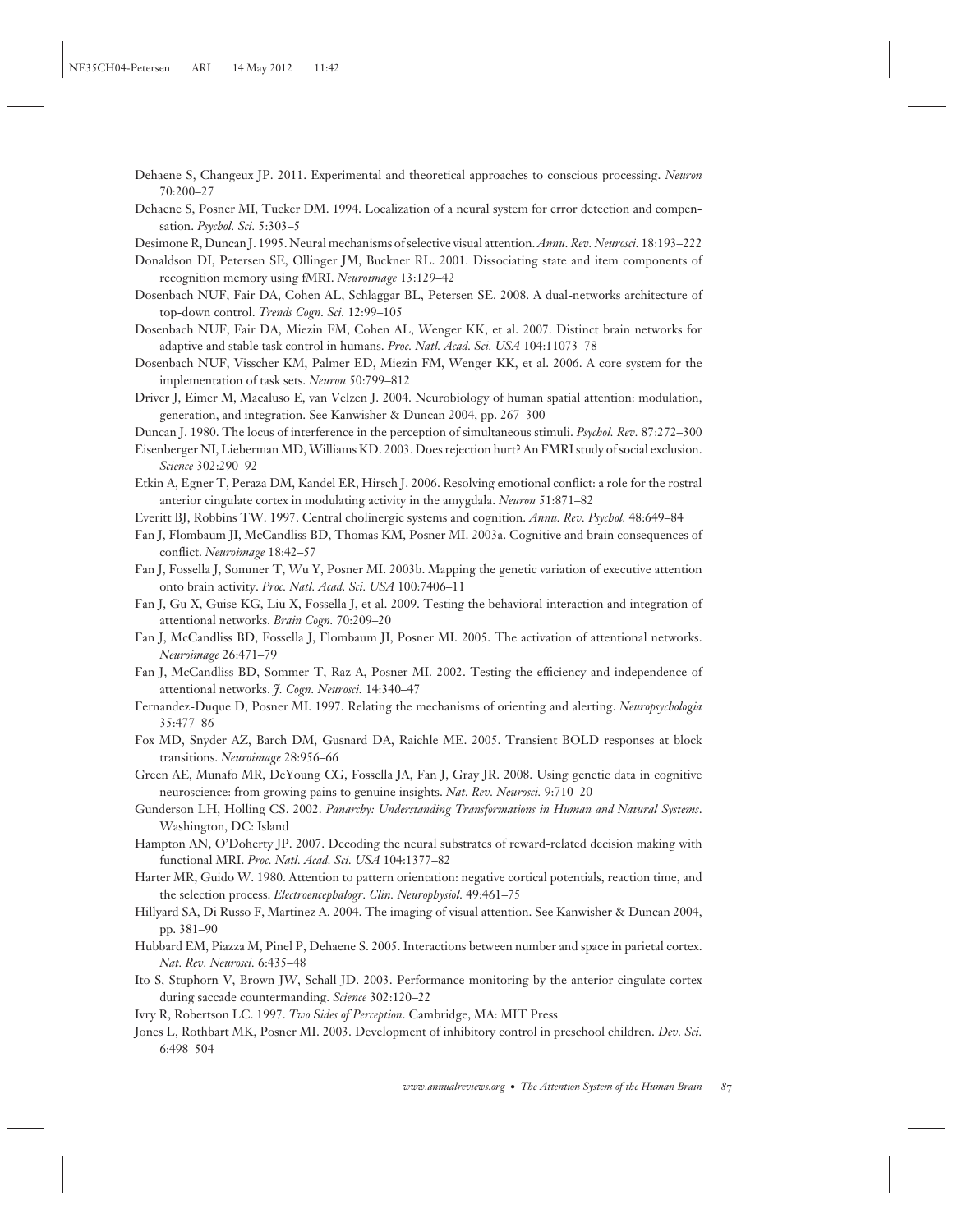Dehaene S, Changeux JP. 2011. Experimental and theoretical approaches to conscious processing. *Neuron* 70:200–27

Dehaene S, Posner MI, Tucker DM. 1994. Localization of a neural system for error detection and compensation. *Psychol. Sci.* 5:303–5

Desimone R, Duncan J. 1995. Neural mechanisms of selective visual attention. *Annu. Rev. Neurosci.* 18:193–222

Donaldson DI, Petersen SE, Ollinger JM, Buckner RL. 2001. Dissociating state and item components of recognition memory using fMRI. *Neuroimage* 13:129–42

Dosenbach NUF, Fair DA, Cohen AL, Schlaggar BL, Petersen SE. 2008. A dual-networks architecture of top-down control. *Trends Cogn. Sci.* 12:99–105

Dosenbach NUF, Fair DA, Miezin FM, Cohen AL, Wenger KK, et al. 2007. Distinct brain networks for adaptive and stable task control in humans. *Proc. Natl. Acad. Sci. USA* 104:11073–78

Dosenbach NUF, Visscher KM, Palmer ED, Miezin FM, Wenger KK, et al. 2006. A core system for the implementation of task sets. *Neuron* 50:799–812

Driver J, Eimer M, Macaluso E, van Velzen J. 2004. Neurobiology of human spatial attention: modulation, generation, and integration. See Kanwisher & Duncan 2004, pp. 267–300

Duncan J. 1980. The locus of interference in the perception of simultaneous stimuli. *Psychol. Rev.* 87:272–300

Eisenberger NI, Lieberman MD, Williams KD. 2003. Does rejection hurt? An FMRI study of social exclusion. *Science* 302:290–92

Etkin A, Egner T, Peraza DM, Kandel ER, Hirsch J. 2006. Resolving emotional conflict: a role for the rostral anterior cingulate cortex in modulating activity in the amygdala. *Neuron* 51:871–82

Everitt BJ, Robbins TW. 1997. Central cholinergic systems and cognition. *Annu. Rev. Psychol.* 48:649–84

Fan J, Flombaum JI, McCandliss BD, Thomas KM, Posner MI. 2003a. Cognitive and brain consequences of conflict. *Neuroimage* 18:42–57

Fan J, Fossella J, Sommer T, Wu Y, Posner MI. 2003b. Mapping the genetic variation of executive attention onto brain activity. *Proc. Natl. Acad. Sci. USA* 100:7406–11

Fan J, Gu X, Guise KG, Liu X, Fossella J, et al. 2009. Testing the behavioral interaction and integration of attentional networks. *Brain Cogn.* 70:209–20

Fan J, McCandliss BD, Fossella J, Flombaum JI, Posner MI. 2005. The activation of attentional networks. *Neuroimage* 26:471–79

Fan J, McCandliss BD, Sommer T, Raz A, Posner MI. 2002. Testing the efficiency and independence of attentional networks. *J. Cogn. Neurosci.* 14:340–47

Fernandez-Duque D, Posner MI. 1997. Relating the mechanisms of orienting and alerting. *Neuropsychologia* 35:477–86

Fox MD, Snyder AZ, Barch DM, Gusnard DA, Raichle ME. 2005. Transient BOLD responses at block transitions. *Neuroimage* 28:956–66

Green AE, Munafo MR, DeYoung CG, Fossella JA, Fan J, Gray JR. 2008. Using genetic data in cognitive neuroscience: from growing pains to genuine insights. *Nat. Rev. Neurosci.* 9:710–20

Gunderson LH, Holling CS. 2002. *Panarchy: Understanding Transformations in Human and Natural Systems*. Washington, DC: Island

Hampton AN, O'Doherty JP. 2007. Decoding the neural substrates of reward-related decision making with functional MRI. *Proc. Natl. Acad. Sci. USA* 104:1377–82

Harter MR, Guido W. 1980. Attention to pattern orientation: negative cortical potentials, reaction time, and the selection process. *Electroencephalogr. Clin. Neurophysiol.* 49:461–75

Hillyard SA, Di Russo F, Martinez A. 2004. The imaging of visual attention. See Kanwisher & Duncan 2004, pp. 381–90

Hubbard EM, Piazza M, Pinel P, Dehaene S. 2005. Interactions between number and space in parietal cortex. *Nat. Rev. Neurosci.* 6:435–48

Ito S, Stuphorn V, Brown JW, Schall JD. 2003. Performance monitoring by the anterior cingulate cortex during saccade countermanding. *Science* 302:120–22

Ivry R, Robertson LC. 1997. *Two Sides of Perception*. Cambridge, MA: MIT Press

Jones L, Rothbart MK, Posner MI. 2003. Development of inhibitory control in preschool children. *Dev. Sci.* 6:498–504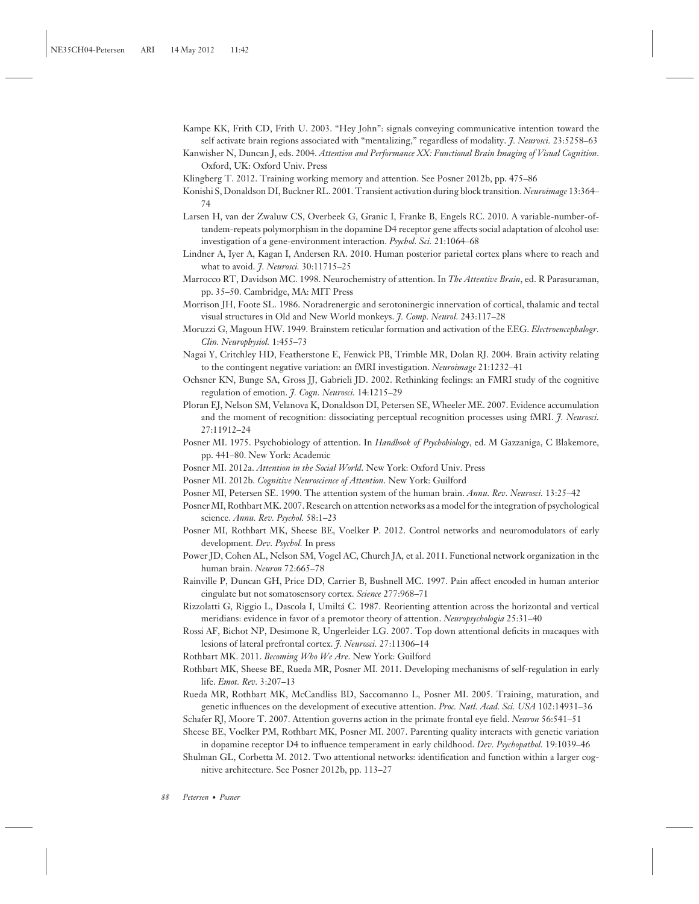Kampe KK, Frith CD, Frith U. 2003. "Hey John": signals conveying communicative intention toward the self activate brain regions associated with "mentalizing," regardless of modality. *J. Neurosci.* 23:5258–63

Kanwisher N, Duncan J, eds. 2004. *Attention and Performance XX: Functional Brain Imaging of Visual Cognition*. Oxford, UK: Oxford Univ. Press

Klingberg T. 2012. Training working memory and attention. See Posner 2012b, pp. 475–86

Konishi S, Donaldson DI, Buckner RL. 2001. Transient activation during block transition. *Neuroimage* 13:364–74

Larsen H, van der Zwaluw CS, Overbeek G, Granic I, Franke B, Engels RC. 2010. A variable-number-of-tandem-repeats polymorphism in the dopamine D4 receptor gene affects social adaptation of alcohol use: investigation of a gene-environment interaction. *Psychol. Sci.* 21:1064–68

Lindner A, Iyer A, Kagan I, Andersen RA. 2010. Human posterior parietal cortex plans where to reach and what to avoid. *J. Neurosci.* 30:11715–25

Marrocco RT, Davidson MC. 1998. Neurochemistry of attention. In *The Attentive Brain*, ed. R Parasuraman, pp. 35–50. Cambridge, MA: MIT Press

Morrison JH, Foote SL. 1986. Noradrenergic and serotoninergic innervation of cortical, thalamic and tectal visual structures in Old and New World monkeys. *J. Comp. Neurol.* 243:117–28

Moruzzi G, Magoun HW. 1949. Brainstem reticular formation and activation of the EEG. *Electroencephalogr. Clin. Neurophysiol.* 1:455–73

Nagai Y, Critchley HD, Featherstone E, Fenwick PB, Trimble MR, Dolan RJ. 2004. Brain activity relating to the contingent negative variation: an fMRI investigation. *Neuroimage* 21:1232–41

Ochsner KN, Bunge SA, Gross JJ, Gabrieli JD. 2002. Rethinking feelings: an FMRI study of the cognitive regulation of emotion. *J. Cogn. Neurosci.* 14:1215–29

Ploran EJ, Nelson SM, Velanova K, Donaldson DI, Petersen SE, Wheeler ME. 2007. Evidence accumulation and the moment of recognition: dissociating perceptual recognition processes using fMRI. *J. Neurosci.* 27:11912–24

Posner MI. 1975. Psychobiology of attention. In *Handbook of Psychobiology*, ed. M Gazzaniga, C Blakemore, pp. 441–80. New York: Academic

Posner MI. 2012a. *Attention in the Social World*. New York: Oxford Univ. Press

Posner MI. 2012b. *Cognitive Neuroscience of Attention*. New York: Guilford

Posner MI, Petersen SE. 1990. The attention system of the human brain. *Annu. Rev. Neurosci.* 13:25–42

Posner MI, Rothbart MK. 2007. Research on attention networks as a model for the integration of psychological science. *Annu. Rev. Psychol.* 58:1–23

Posner MI, Rothbart MK, Sheese BE, Voelker P. 2012. Control networks and neuromodulators of early development. *Dev. Psychol.* In press

Power JD, Cohen AL, Nelson SM, Vogel AC, Church JA, et al. 2011. Functional network organization in the human brain. *Neuron* 72:665–78

Rainville P, Duncan GH, Price DD, Carrier B, Bushnell MC. 1997. Pain affect encoded in human anterior cingulate but not somatosensory cortex. *Science* 277:968–71

Rizzolatti G, Riggio L, Dascola I, Umiltá C. 1987. Reorienting attention across the horizontal and vertical meridians: evidence in favor of a premotor theory of attention. *Neuropsychologia* 25:31–40

Rossi AF, Bichot NP, Desimone R, Ungerleider LG. 2007. Top down attentional deficits in macaques with lesions of lateral prefrontal cortex. *J. Neurosci.* 27:11306–14

Rothbart MK. 2011. *Becoming Who We Are*. New York: Guilford

Rothbart MK, Sheese BE, Rueda MR, Posner MI. 2011. Developing mechanisms of self-regulation in early life. *Emot. Rev.* 3:207–13

Rueda MR, Rothbart MK, McCandliss BD, Saccomanno L, Posner MI. 2005. Training, maturation, and genetic influences on the development of executive attention. *Proc. Natl. Acad. Sci. USA* 102:14931–36

Schafer RJ, Moore T. 2007. Attention governs action in the primate frontal eye field. *Neuron* 56:541–51

Sheese BE, Voelker PM, Rothbart MK, Posner MI. 2007. Parenting quality interacts with genetic variation in dopamine receptor D4 to influence temperament in early childhood. *Dev. Psychopathol.* 19:1039–46

Shulman GL, Corbetta M. 2012. Two attentional networks: identification and function within a larger cognitive architecture. See Posner 2012b, pp. 113–27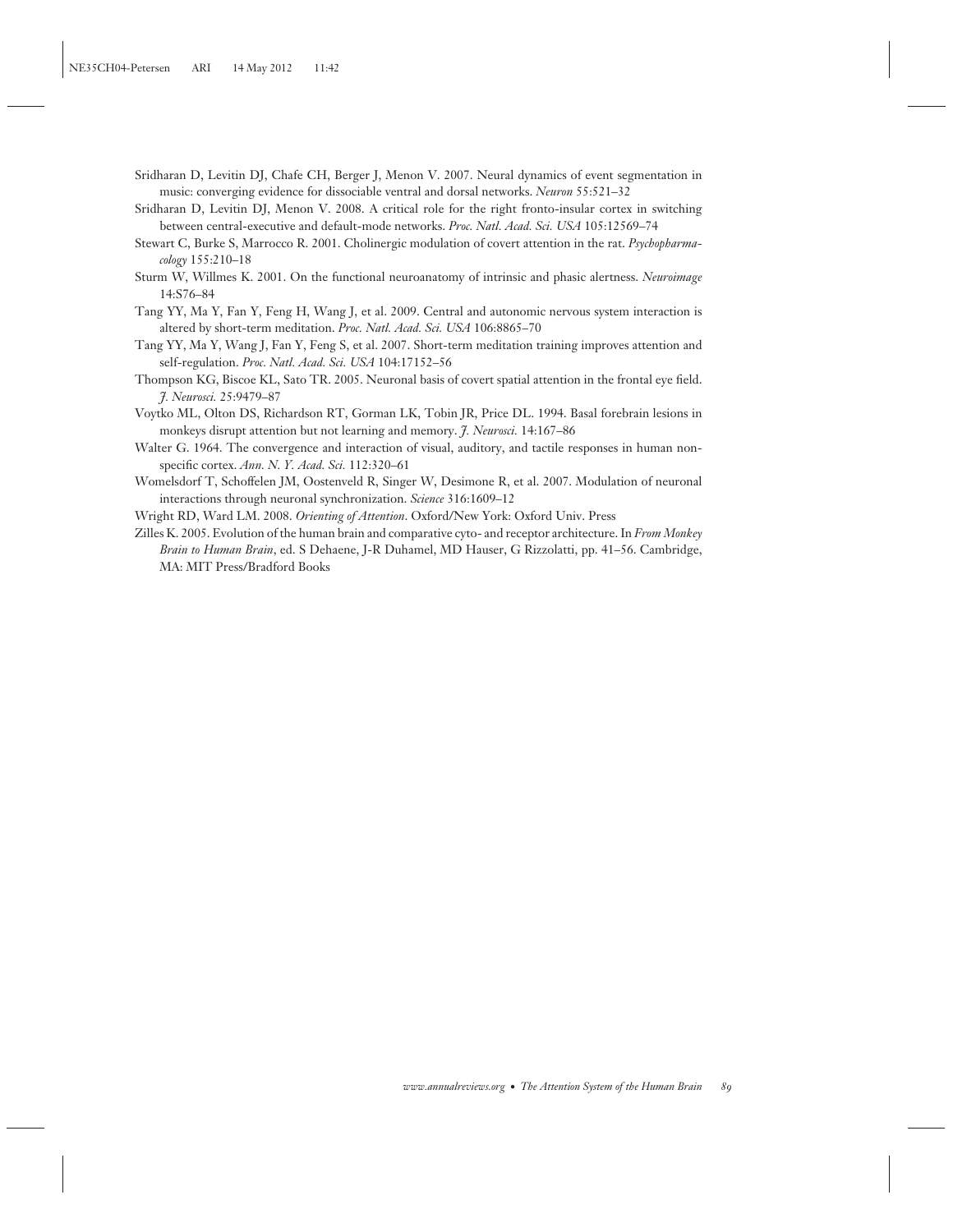Sridharan D, Levitin DJ, Chafe CH, Berger J, Menon V. 2007. Neural dynamics of event segmentation in music: converging evidence for dissociable ventral and dorsal networks. *Neuron* 55:521–32

Sridharan D, Levitin DJ, Menon V. 2008. A critical role for the right fronto-insular cortex in switching between central-executive and default-mode networks. *Proc. Natl. Acad. Sci. USA* 105:12569–74

Stewart C, Burke S, Marrocco R. 2001. Cholinergic modulation of covert attention in the rat. *Psychopharmacology* 155:210–18

Sturm W, Willmes K. 2001. On the functional neuroanatomy of intrinsic and phasic alertness. *Neuroimage* 14:S76–84

Tang YY, Ma Y, Fan Y, Feng H, Wang J, et al. 2009. Central and autonomic nervous system interaction is altered by short-term meditation. *Proc. Natl. Acad. Sci. USA* 106:8865–70

Tang YY, Ma Y, Wang J, Fan Y, Feng S, et al. 2007. Short-term meditation training improves attention and self-regulation. *Proc. Natl. Acad. Sci. USA* 104:17152–56

Thompson KG, Biscoe KL, Sato TR. 2005. Neuronal basis of covert spatial attention in the frontal eye field. *J. Neurosci.* 25:9479–87

Voytko ML, Olton DS, Richardson RT, Gorman LK, Tobin JR, Price DL. 1994. Basal forebrain lesions in monkeys disrupt attention but not learning and memory. *J. Neurosci.* 14:167–86

Walter G. 1964. The convergence and interaction of visual, auditory, and tactile responses in human non-specific cortex. *Ann. N. Y. Acad. Sci.* 112:320–61

Womelsdorf T, Schoffelen JM, Oostenveld R, Singer W, Desimone R, et al. 2007. Modulation of neuronal interactions through neuronal synchronization. *Science* 316:1609–12

Wright RD, Ward LM. 2008. *Orienting of Attention*. Oxford/New York: Oxford Univ. Press

Zilles K. 2005. Evolution of the human brain and comparative cyto- and receptor architecture. In *From Monkey Brain to Human Brain*, ed. S Dehaene, J-R Duhamel, MD Hauser, G Rizzolatti, pp. 41–56. Cambridge, MA: MIT Press/Bradford Books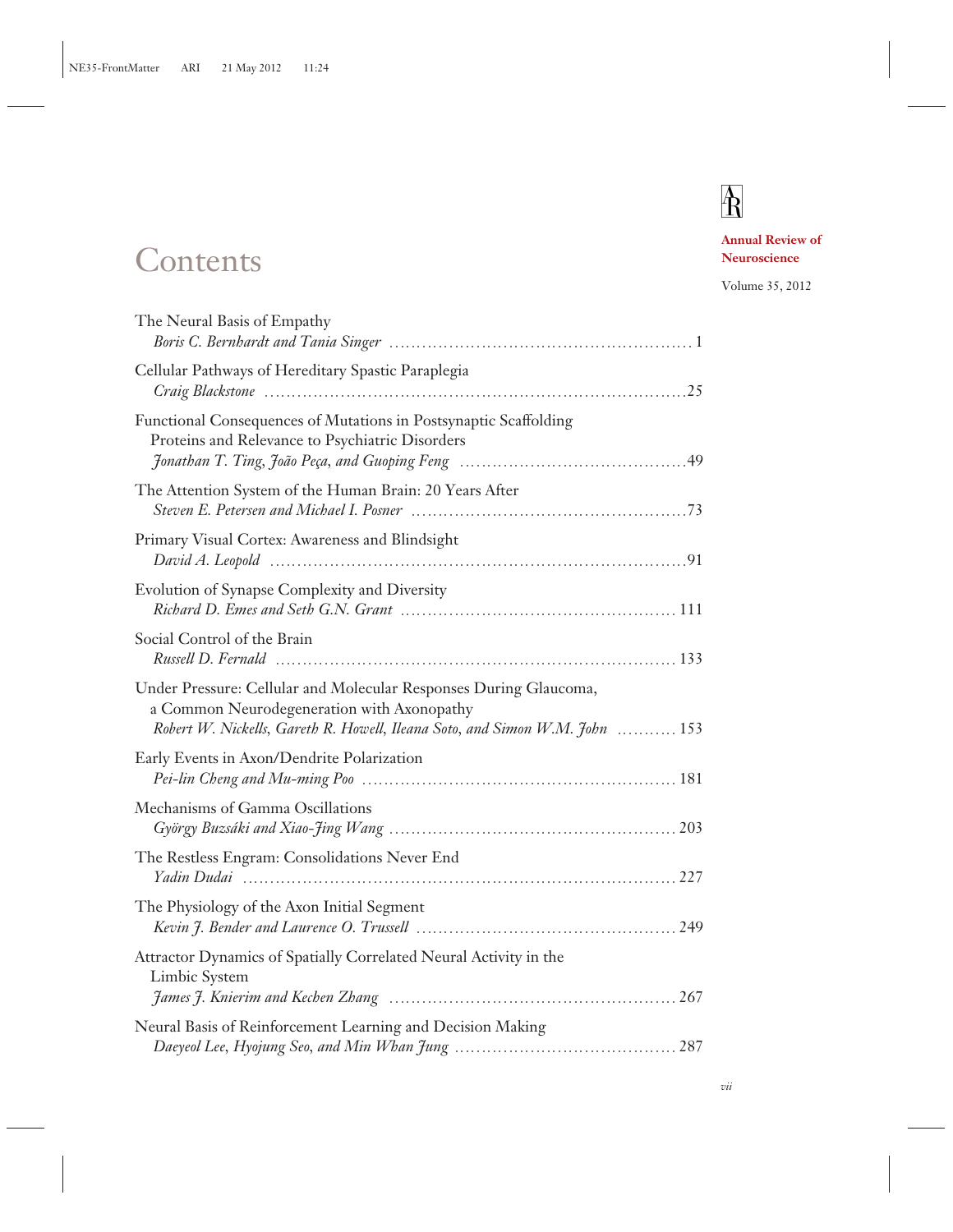# Contents

**Annual Review of Neuroscience**

Volume 35, 2012

The Neural Basis of Empathy
*Boris C. Bernhardt and Tania Singer* ........................................................ 1

Cellular Pathways of Hereditary Spastic Paraplegia
*Craig Blackstone* ........................................................................... 25

Functional Consequences of Mutations in Postsynaptic Scaffolding Proteins and Relevance to Psychiatric Disorders
*Jonathan T. Ting, João Peça, and Guoping Feng* ........................................ 49

The Attention System of the Human Brain: 20 Years After
*Steven E. Petersen and Michael I. Posner* ................................................ 73

Primary Visual Cortex: Awareness and Blindsight
*David A. Leopold* ........................................................................... 91

Evolution of Synapse Complexity and Diversity
*Richard D. Emes and Seth G.N. Grant* ................................................... 111

Social Control of the Brain
*Russell D. Fernald* ........................................................................ 133

Under Pressure: Cellular and Molecular Responses During Glaucoma, a Common Neurodegeneration with Axonopathy
*Robert W. Nickells, Gareth R. Howell, Ileana Soto, and Simon W.M. John* .......... 153

Early Events in Axon/Dendrite Polarization
*Pei-lin Cheng and Mu-ming Poo* .......................................................... 181

Mechanisms of Gamma Oscillations
*György Buzsáki and Xiao-Jing Wang* ..................................................... 203

The Restless Engram: Consolidations Never End
*Yadin Dudai* ................................................................................ 227

The Physiology of the Axon Initial Segment
*Kevin J. Bender and Laurence O. Trussell* .............................................. 249

Attractor Dynamics of Spatially Correlated Neural Activity in the Limbic System
*James J. Knierim and Kechen Zhang* ..................................................... 267

Neural Basis of Reinforcement Learning and Decision Making
*Daeyeol Lee, Hyojung Seo, and Min Whan Jung* ........................................ 287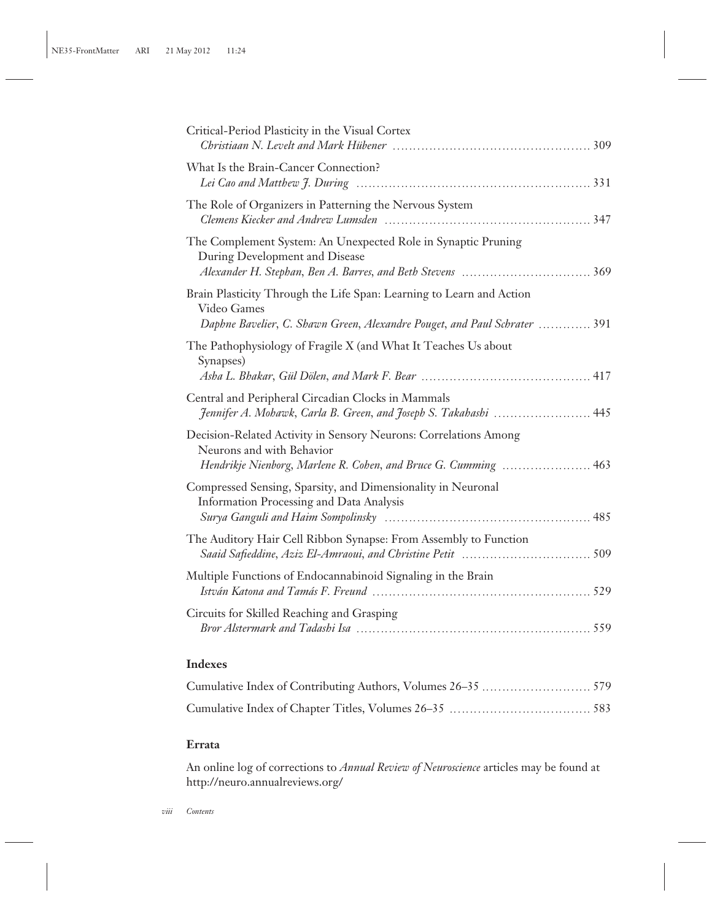Critical-Period Plasticity in the Visual Cortex
*Christiaan N. Levelt and Mark Hübener* ............................................ 309

What Is the Brain-Cancer Connection?
*Lei Cao and Matthew J. During* ............................................ 331

The Role of Organizers in Patterning the Nervous System
*Clemens Kiecker and Andrew Lumsden* ............................................ 347

The Complement System: An Unexpected Role in Synaptic Pruning During Development and Disease
*Alexander H. Stephan, Ben A. Barres, and Beth Stevens* ............................................ 369

Brain Plasticity Through the Life Span: Learning to Learn and Action Video Games
*Daphne Bavelier, C. Shawn Green, Alexandre Pouget, and Paul Schrater* ............................................ 391

The Pathophysiology of Fragile X (and What It Teaches Us about Synapses)
*Asha L. Bhakar, Gül Dölen, and Mark F. Bear* ............................................ 417

Central and Peripheral Circadian Clocks in Mammals
*Jennifer A. Mohawk, Carla B. Green, and Joseph S. Takahashi* ............................................ 445

Decision-Related Activity in Sensory Neurons: Correlations Among Neurons and with Behavior
*Hendrikje Nienborg, Marlene R. Cohen, and Bruce G. Cumming* ............................................ 463

Compressed Sensing, Sparsity, and Dimensionality in Neuronal Information Processing and Data Analysis
*Surya Ganguli and Haim Sompolinsky* ............................................ 485

The Auditory Hair Cell Ribbon Synapse: From Assembly to Function
*Saaid Safieddine, Aziz El-Amraoui, and Christine Petit* ............................................ 509

Multiple Functions of Endocannabinoid Signaling in the Brain
*István Katona and Tamás F. Freund* ............................................ 529

Circuits for Skilled Reaching and Grasping
*Bror Alstermark and Tadashi Isa* ............................................ 559

## Indexes

Cumulative Index of Contributing Authors, Volumes 26–35 ............................................ 579

Cumulative Index of Chapter Titles, Volumes 26–35 ............................................ 583

## Errata

An online log of corrections to *Annual Review of Neuroscience* articles may be found at http://neuro.annualreviews.org/